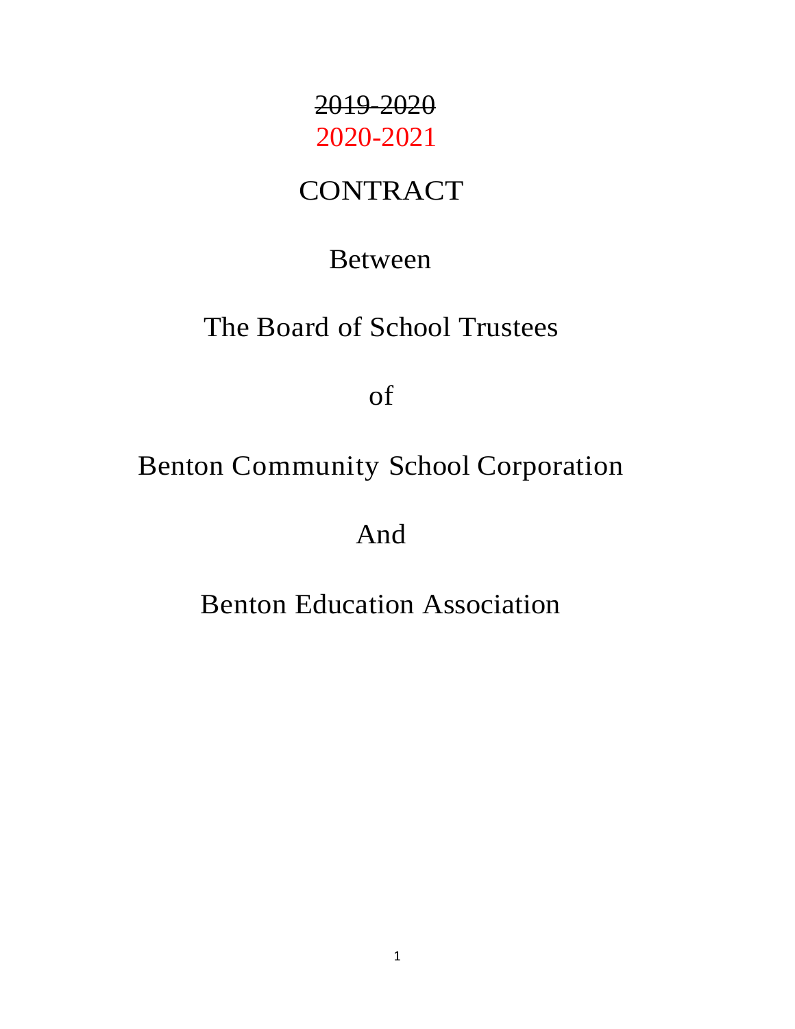~~2019-2020~~

2020-2021

# CONTRACT

Between

The Board of School Trustees

of

Benton Community School Corporation

And

Benton Education Association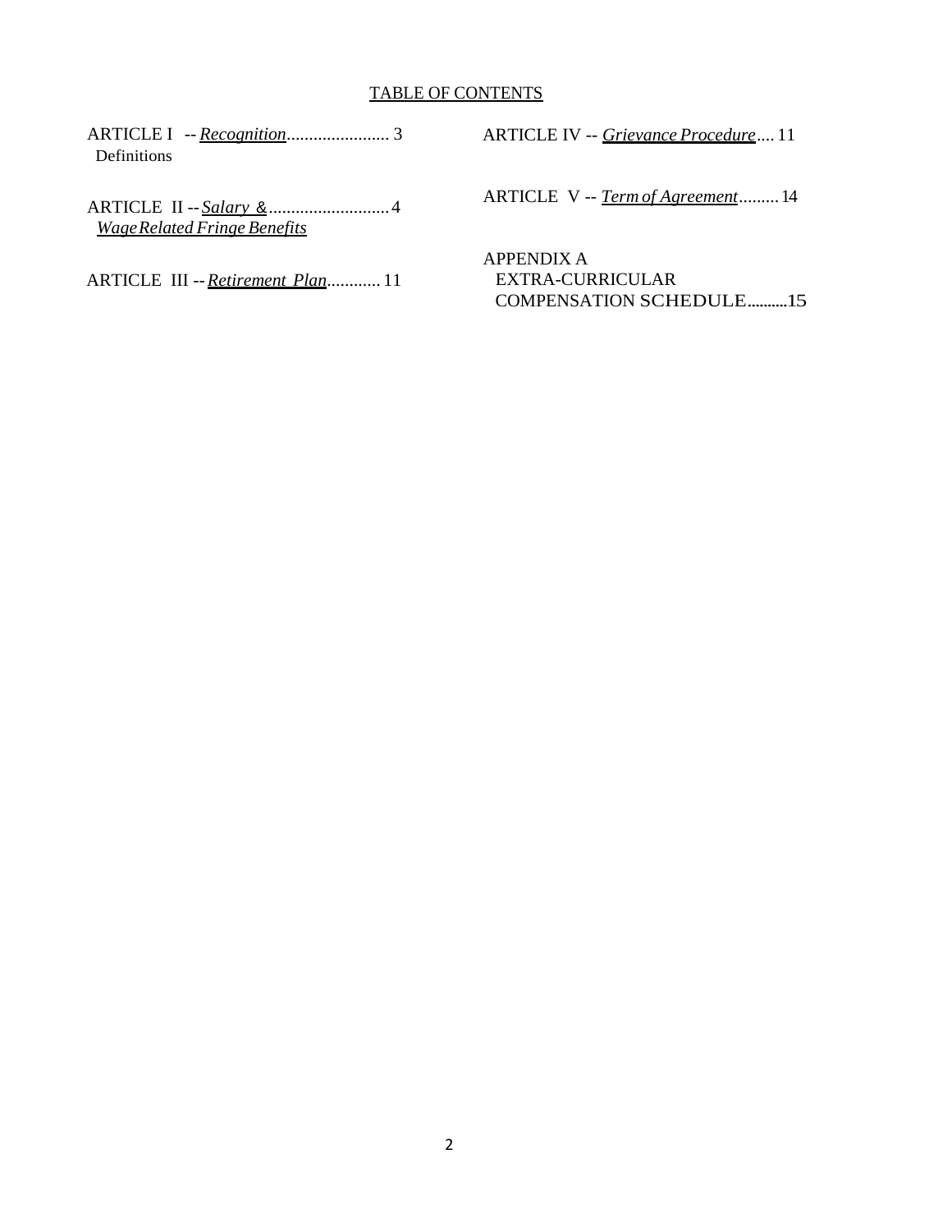TABLE OF CONTENTS

ARTICLE I -- *Recognition*....................... 3
Definitions

ARTICLE II -- *Salary & Wage Related Fringe Benefits*........................... 4

ARTICLE III -- *Retirement Plan*............ 11

ARTICLE IV -- *Grievance Procedure*.... 11

ARTICLE V -- *Term of Agreement*......... 14

APPENDIX A
EXTRA-CURRICULAR COMPENSATION SCHEDULE..........15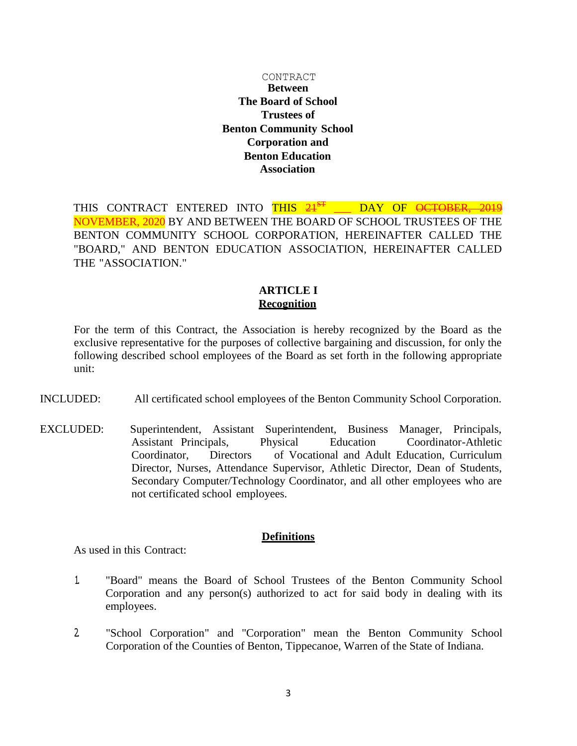CONTRACT

**Between**
**The Board of School Trustees of**
**Benton Community School Corporation and**
**Benton Education Association**

THIS CONTRACT ENTERED INTO THIS ~~21ST~~ \_\_\_ DAY OF ~~OCTOBER, 2019~~ NOVEMBER, 2020 BY AND BETWEEN THE BOARD OF SCHOOL TRUSTEES OF THE BENTON COMMUNITY SCHOOL CORPORATION, HEREINAFTER CALLED THE "BOARD," AND BENTON EDUCATION ASSOCIATION, HEREINAFTER CALLED THE "ASSOCIATION."

## ARTICLE I
## Recognition

For the term of this Contract, the Association is hereby recognized by the Board as the exclusive representative for the purposes of collective bargaining and discussion, for only the following described school employees of the Board as set forth in the following appropriate unit:

INCLUDED: All certificated school employees of the Benton Community School Corporation.

EXCLUDED: Superintendent, Assistant Superintendent, Business Manager, Principals, Assistant Principals, Physical Education Coordinator-Athletic Coordinator, Directors of Vocational and Adult Education, Curriculum Director, Nurses, Attendance Supervisor, Athletic Director, Dean of Students, Secondary Computer/Technology Coordinator, and all other employees who are not certificated school employees.

### Definitions

As used in this Contract:

1. "Board" means the Board of School Trustees of the Benton Community School Corporation and any person(s) authorized to act for said body in dealing with its employees.

2. "School Corporation" and "Corporation" mean the Benton Community School Corporation of the Counties of Benton, Tippecanoe, Warren of the State of Indiana.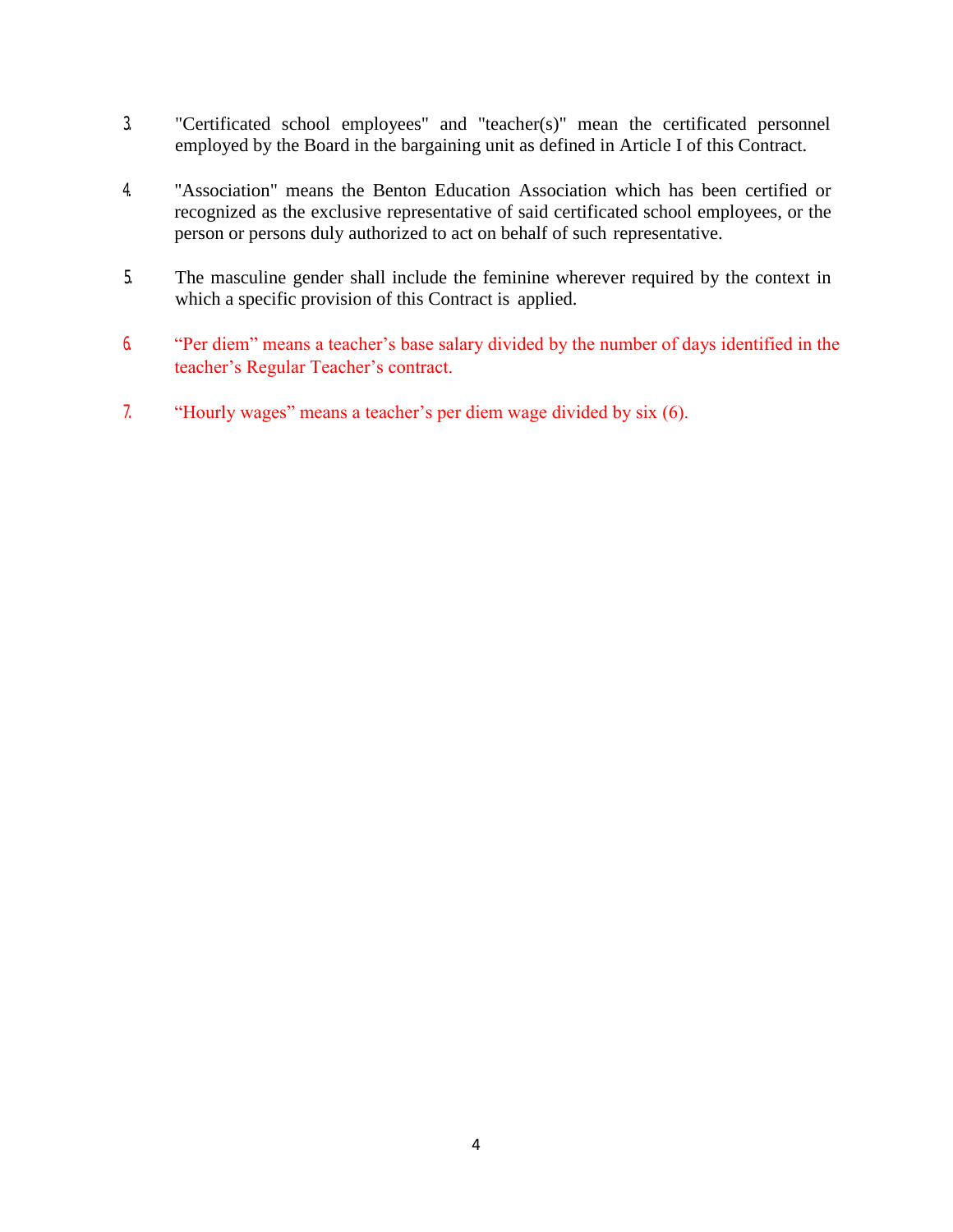3. "Certificated school employees" and "teacher(s)" mean the certificated personnel employed by the Board in the bargaining unit as defined in Article I of this Contract.

4. "Association" means the Benton Education Association which has been certified or recognized as the exclusive representative of said certificated school employees, or the person or persons duly authorized to act on behalf of such representative.

5. The masculine gender shall include the feminine wherever required by the context in which a specific provision of this Contract is applied.

6. “Per diem” means a teacher’s base salary divided by the number of days identified in the teacher’s Regular Teacher’s contract.

7. “Hourly wages” means a teacher’s per diem wage divided by six (6).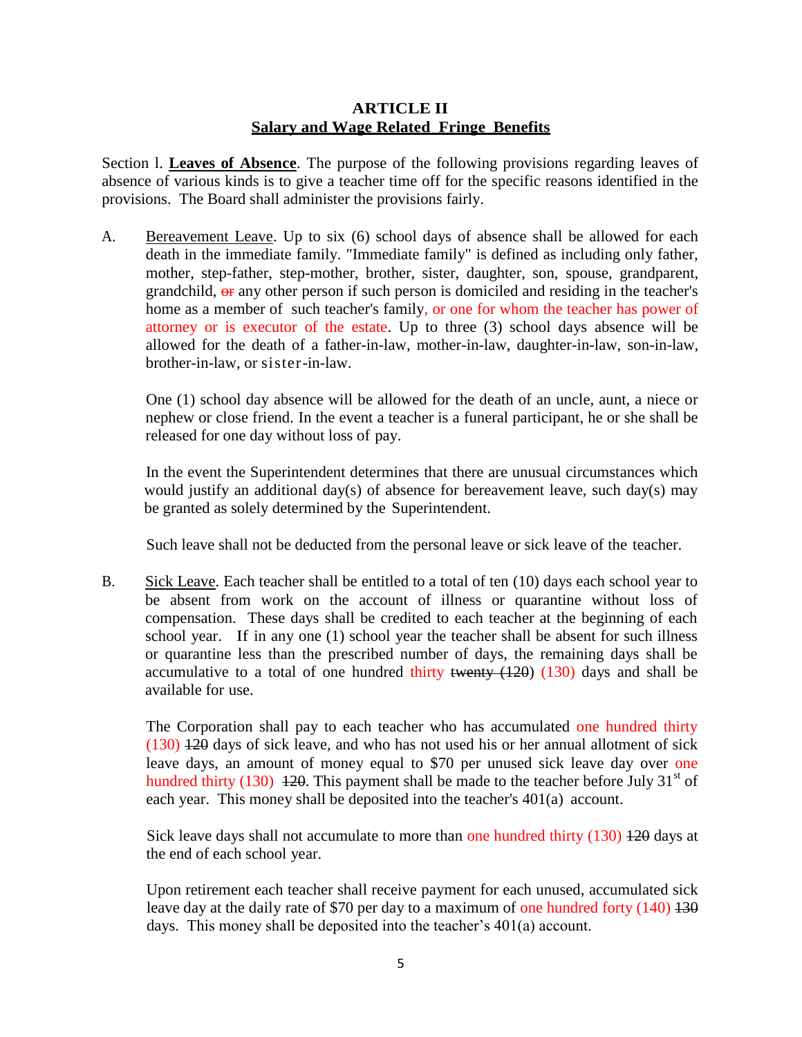# ARTICLE II

## Salary and Wage Related Fringe Benefits

Section l. **Leaves of Absence**. The purpose of the following provisions regarding leaves of absence of various kinds is to give a teacher time off for the specific reasons identified in the provisions. The Board shall administer the provisions fairly.

A. Bereavement Leave. Up to six (6) school days of absence shall be allowed for each death in the immediate family. "Immediate family" is defined as including only father, mother, step-father, step-mother, brother, sister, daughter, son, spouse, grandparent, grandchild, ~~or~~ any other person if such person is domiciled and residing in the teacher's home as a member of such teacher's family, or one for whom the teacher has power of attorney or is executor of the estate. Up to three (3) school days absence will be allowed for the death of a father-in-law, mother-in-law, daughter-in-law, son-in-law, brother-in-law, or sister-in-law.

One (1) school day absence will be allowed for the death of an uncle, aunt, a niece or nephew or close friend. In the event a teacher is a funeral participant, he or she shall be released for one day without loss of pay.

In the event the Superintendent determines that there are unusual circumstances which would justify an additional day(s) of absence for bereavement leave, such day(s) may be granted as solely determined by the Superintendent.

Such leave shall not be deducted from the personal leave or sick leave of the teacher.

B. Sick Leave. Each teacher shall be entitled to a total of ten (10) days each school year to be absent from work on the account of illness or quarantine without loss of compensation. These days shall be credited to each teacher at the beginning of each school year. If in any one (1) school year the teacher shall be absent for such illness or quarantine less than the prescribed number of days, the remaining days shall be accumulative to a total of one hundred thirty ~~twenty (120~~) (130) days and shall be available for use.

The Corporation shall pay to each teacher who has accumulated one hundred thirty (130) ~~120~~ days of sick leave, and who has not used his or her annual allotment of sick leave days, an amount of money equal to $70 per unused sick leave day over one hundred thirty (130) ~~120~~. This payment shall be made to the teacher before July 31st of each year. This money shall be deposited into the teacher's 401(a) account.

Sick leave days shall not accumulate to more than one hundred thirty (130) ~~120~~ days at the end of each school year.

Upon retirement each teacher shall receive payment for each unused, accumulated sick leave day at the daily rate of $70 per day to a maximum of one hundred forty (140) ~~130~~ days. This money shall be deposited into the teacher's 401(a) account.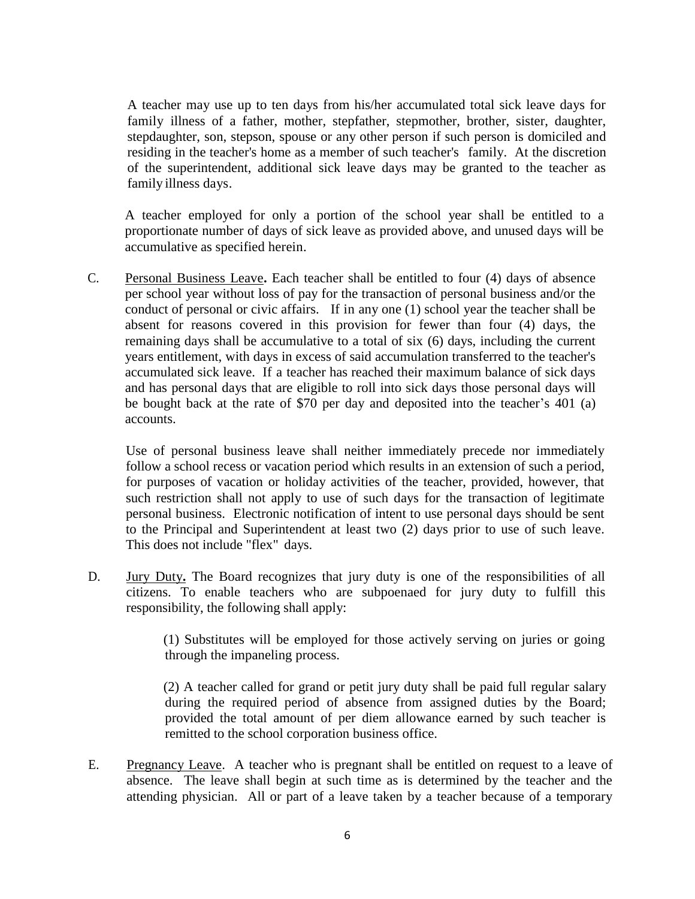A teacher may use up to ten days from his/her accumulated total sick leave days for family illness of a father, mother, stepfather, stepmother, brother, sister, daughter, stepdaughter, son, stepson, spouse or any other person if such person is domiciled and residing in the teacher's home as a member of such teacher's family. At the discretion of the superintendent, additional sick leave days may be granted to the teacher as family illness days.

A teacher employed for only a portion of the school year shall be entitled to a proportionate number of days of sick leave as provided above, and unused days will be accumulative as specified herein.

C. Personal Business Leave**.** Each teacher shall be entitled to four (4) days of absence per school year without loss of pay for the transaction of personal business and/or the conduct of personal or civic affairs. If in any one (1) school year the teacher shall be absent for reasons covered in this provision for fewer than four (4) days, the remaining days shall be accumulative to a total of six (6) days, including the current years entitlement, with days in excess of said accumulation transferred to the teacher's accumulated sick leave. If a teacher has reached their maximum balance of sick days and has personal days that are eligible to roll into sick days those personal days will be bought back at the rate of $70 per day and deposited into the teacher's 401 (a) accounts.

Use of personal business leave shall neither immediately precede nor immediately follow a school recess or vacation period which results in an extension of such a period, for purposes of vacation or holiday activities of the teacher, provided, however, that such restriction shall not apply to use of such days for the transaction of legitimate personal business. Electronic notification of intent to use personal days should be sent to the Principal and Superintendent at least two (2) days prior to use of such leave. This does not include "flex" days.

D. Jury Duty**.** The Board recognizes that jury duty is one of the responsibilities of all citizens. To enable teachers who are subpoenaed for jury duty to fulfill this responsibility, the following shall apply:

(1) Substitutes will be employed for those actively serving on juries or going through the impaneling process.

(2) A teacher called for grand or petit jury duty shall be paid full regular salary during the required period of absence from assigned duties by the Board; provided the total amount of per diem allowance earned by such teacher is remitted to the school corporation business office.

E. Pregnancy Leave. A teacher who is pregnant shall be entitled on request to a leave of absence. The leave shall begin at such time as is determined by the teacher and the attending physician. All or part of a leave taken by a teacher because of a temporary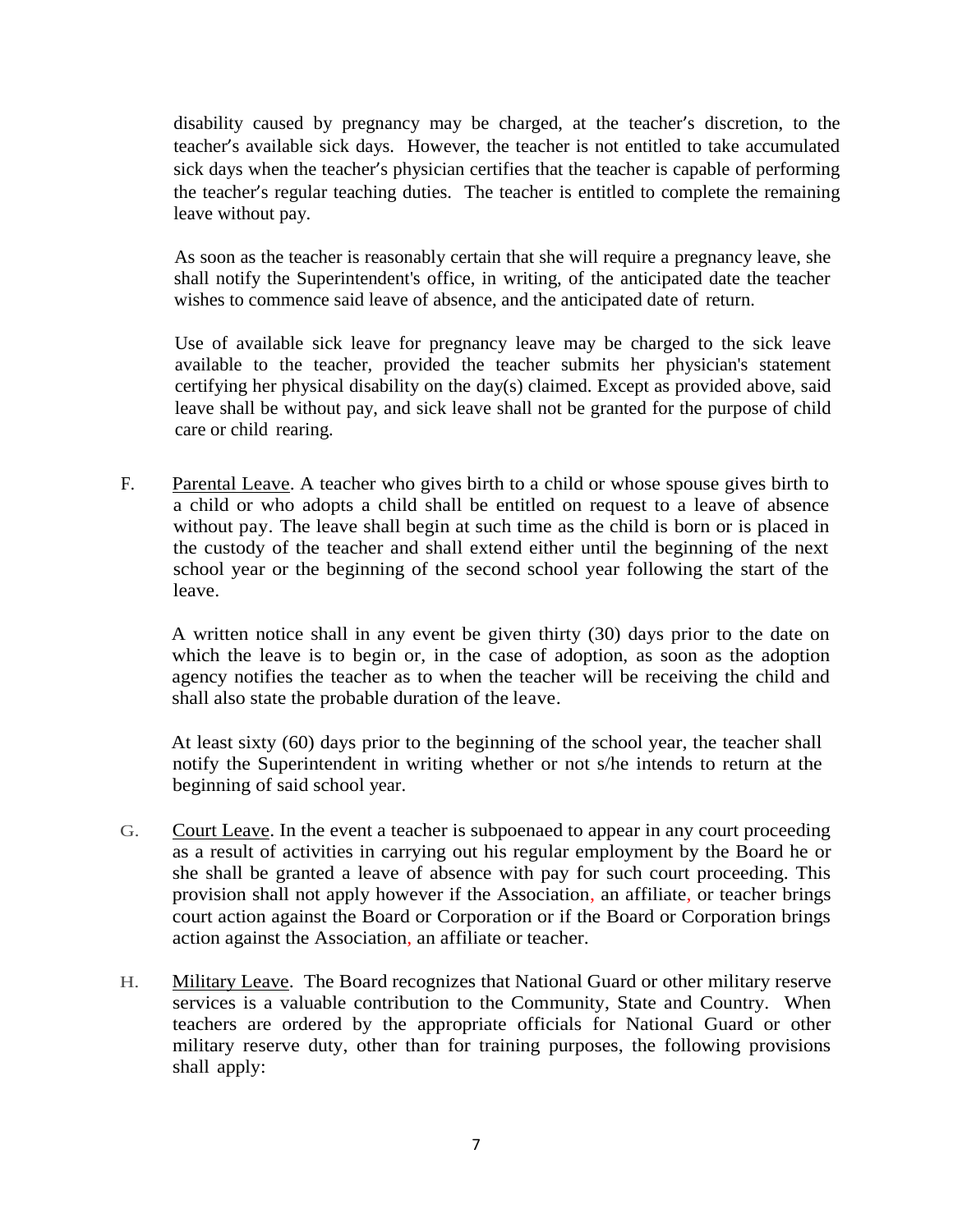disability caused by pregnancy may be charged, at the teacher's discretion, to the teacher's available sick days. However, the teacher is not entitled to take accumulated sick days when the teacher's physician certifies that the teacher is capable of performing the teacher's regular teaching duties. The teacher is entitled to complete the remaining leave without pay.

As soon as the teacher is reasonably certain that she will require a pregnancy leave, she shall notify the Superintendent's office, in writing, of the anticipated date the teacher wishes to commence said leave of absence, and the anticipated date of return.

Use of available sick leave for pregnancy leave may be charged to the sick leave available to the teacher, provided the teacher submits her physician's statement certifying her physical disability on the day(s) claimed. Except as provided above, said leave shall be without pay, and sick leave shall not be granted for the purpose of child care or child rearing.

F. Parental Leave. A teacher who gives birth to a child or whose spouse gives birth to a child or who adopts a child shall be entitled on request to a leave of absence without pay. The leave shall begin at such time as the child is born or is placed in the custody of the teacher and shall extend either until the beginning of the next school year or the beginning of the second school year following the start of the leave.

A written notice shall in any event be given thirty (30) days prior to the date on which the leave is to begin or, in the case of adoption, as soon as the adoption agency notifies the teacher as to when the teacher will be receiving the child and shall also state the probable duration of the leave.

At least sixty (60) days prior to the beginning of the school year, the teacher shall notify the Superintendent in writing whether or not s/he intends to return at the beginning of said school year.

G. Court Leave. In the event a teacher is subpoenaed to appear in any court proceeding as a result of activities in carrying out his regular employment by the Board he or she shall be granted a leave of absence with pay for such court proceeding. This provision shall not apply however if the Association, an affiliate, or teacher brings court action against the Board or Corporation or if the Board or Corporation brings action against the Association, an affiliate or teacher.

H. Military Leave. The Board recognizes that National Guard or other military reserve services is a valuable contribution to the Community, State and Country. When teachers are ordered by the appropriate officials for National Guard or other military reserve duty, other than for training purposes, the following provisions shall apply: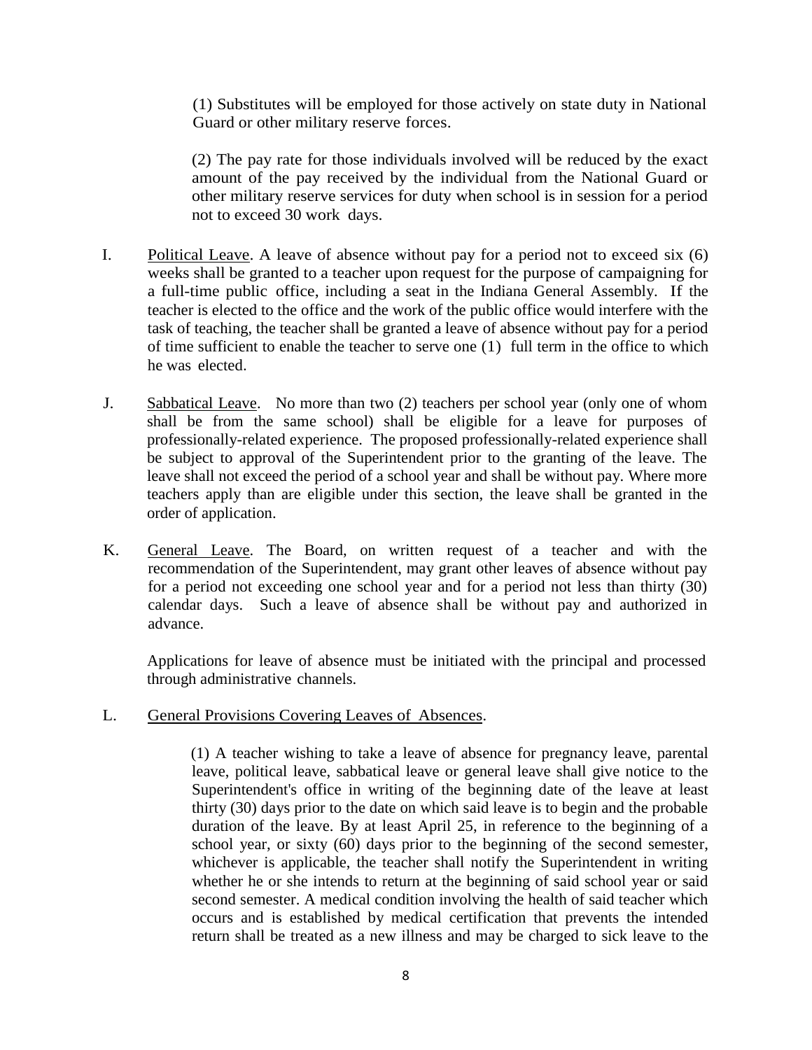(1) Substitutes will be employed for those actively on state duty in National Guard or other military reserve forces.

(2) The pay rate for those individuals involved will be reduced by the exact amount of the pay received by the individual from the National Guard or other military reserve services for duty when school is in session for a period not to exceed 30 work days.

I. Political Leave. A leave of absence without pay for a period not to exceed six (6) weeks shall be granted to a teacher upon request for the purpose of campaigning for a full-time public office, including a seat in the Indiana General Assembly. If the teacher is elected to the office and the work of the public office would interfere with the task of teaching, the teacher shall be granted a leave of absence without pay for a period of time sufficient to enable the teacher to serve one (1) full term in the office to which he was elected.

J. Sabbatical Leave. No more than two (2) teachers per school year (only one of whom shall be from the same school) shall be eligible for a leave for purposes of professionally-related experience. The proposed professionally-related experience shall be subject to approval of the Superintendent prior to the granting of the leave. The leave shall not exceed the period of a school year and shall be without pay. Where more teachers apply than are eligible under this section, the leave shall be granted in the order of application.

K. General Leave. The Board, on written request of a teacher and with the recommendation of the Superintendent, may grant other leaves of absence without pay for a period not exceeding one school year and for a period not less than thirty (30) calendar days. Such a leave of absence shall be without pay and authorized in advance.

Applications for leave of absence must be initiated with the principal and processed through administrative channels.

L. General Provisions Covering Leaves of Absences.

(1) A teacher wishing to take a leave of absence for pregnancy leave, parental leave, political leave, sabbatical leave or general leave shall give notice to the Superintendent's office in writing of the beginning date of the leave at least thirty (30) days prior to the date on which said leave is to begin and the probable duration of the leave. By at least April 25, in reference to the beginning of a school year, or sixty (60) days prior to the beginning of the second semester, whichever is applicable, the teacher shall notify the Superintendent in writing whether he or she intends to return at the beginning of said school year or said second semester. A medical condition involving the health of said teacher which occurs and is established by medical certification that prevents the intended return shall be treated as a new illness and may be charged to sick leave to the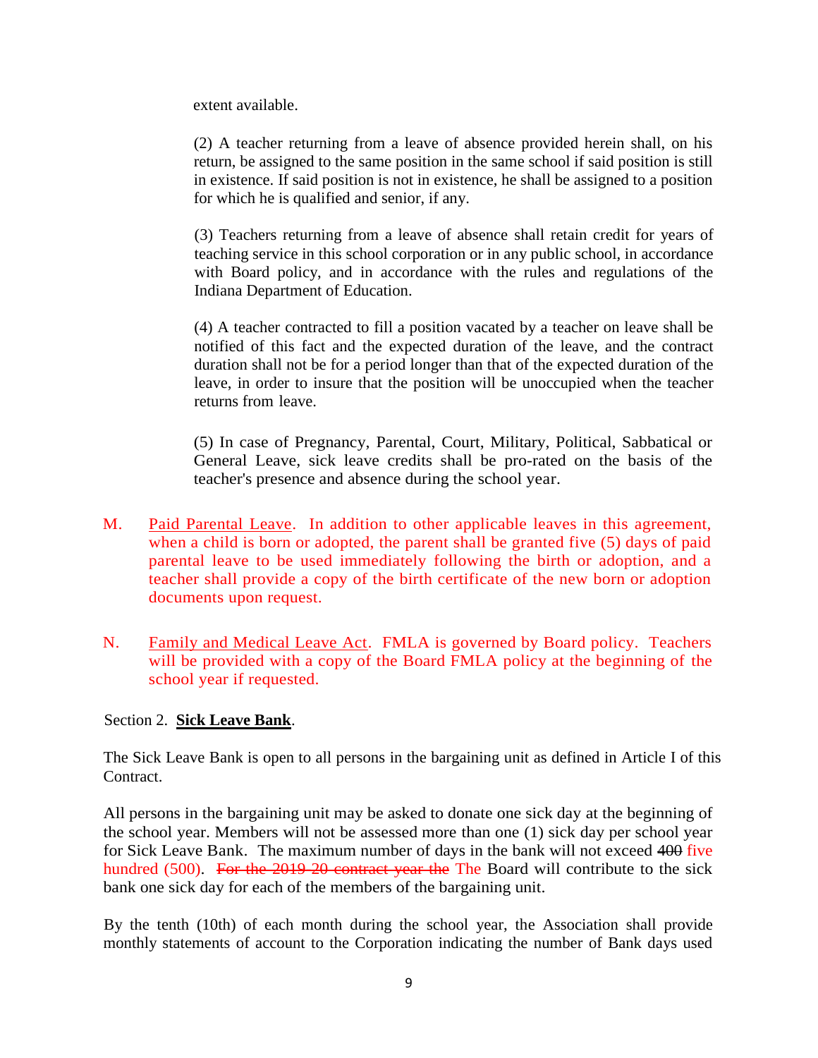extent available.

(2) A teacher returning from a leave of absence provided herein shall, on his return, be assigned to the same position in the same school if said position is still in existence. If said position is not in existence, he shall be assigned to a position for which he is qualified and senior, if any.

(3) Teachers returning from a leave of absence shall retain credit for years of teaching service in this school corporation or in any public school, in accordance with Board policy, and in accordance with the rules and regulations of the Indiana Department of Education.

(4) A teacher contracted to fill a position vacated by a teacher on leave shall be notified of this fact and the expected duration of the leave, and the contract duration shall not be for a period longer than that of the expected duration of the leave, in order to insure that the position will be unoccupied when the teacher returns from leave.

(5) In case of Pregnancy, Parental, Court, Military, Political, Sabbatical or General Leave, sick leave credits shall be pro-rated on the basis of the teacher's presence and absence during the school year.

M. Paid Parental Leave. In addition to other applicable leaves in this agreement, when a child is born or adopted, the parent shall be granted five (5) days of paid parental leave to be used immediately following the birth or adoption, and a teacher shall provide a copy of the birth certificate of the new born or adoption documents upon request.

N. Family and Medical Leave Act. FMLA is governed by Board policy. Teachers will be provided with a copy of the Board FMLA policy at the beginning of the school year if requested.

Section 2. **Sick Leave Bank**.

The Sick Leave Bank is open to all persons in the bargaining unit as defined in Article I of this Contract.

All persons in the bargaining unit may be asked to donate one sick day at the beginning of the school year. Members will not be assessed more than one (1) sick day per school year for Sick Leave Bank. The maximum number of days in the bank will not exceed ~~400~~ five hundred (500). ~~For the 2019-20 contract year the~~ The Board will contribute to the sick bank one sick day for each of the members of the bargaining unit.

By the tenth (10th) of each month during the school year, the Association shall provide monthly statements of account to the Corporation indicating the number of Bank days used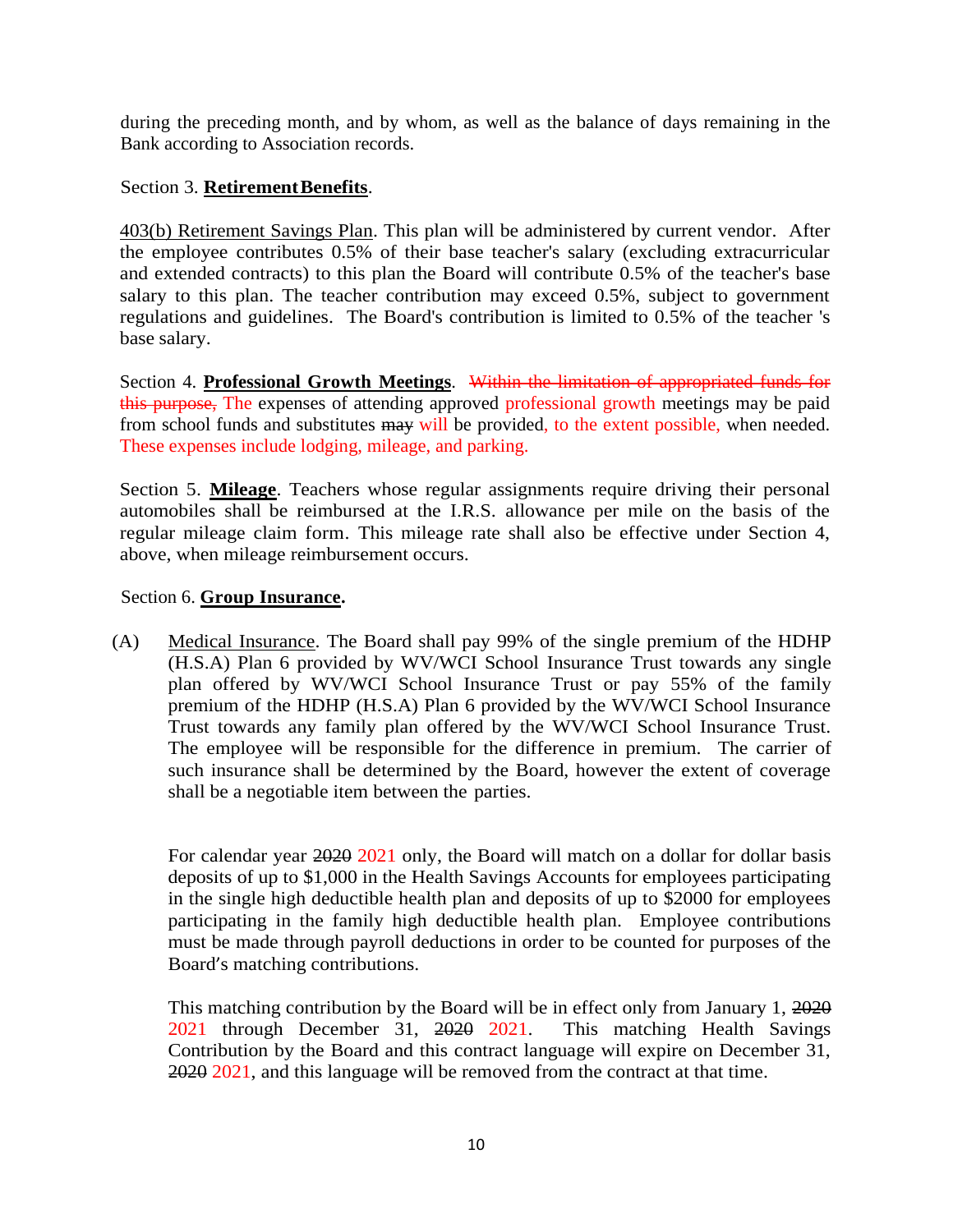during the preceding month, and by whom, as well as the balance of days remaining in the Bank according to Association records.

Section 3. **Retirement Benefits**.

403(b) Retirement Savings Plan. This plan will be administered by current vendor. After the employee contributes 0.5% of their base teacher's salary (excluding extracurricular and extended contracts) to this plan the Board will contribute 0.5% of the teacher's base salary to this plan. The teacher contribution may exceed 0.5%, subject to government regulations and guidelines. The Board's contribution is limited to 0.5% of the teacher 's base salary.

Section 4. **Professional Growth Meetings**. ~~Within the limitation of appropriated funds for this purpose,~~ The expenses of attending approved professional growth meetings may be paid from school funds and substitutes ~~may~~ will be provided, to the extent possible, when needed. These expenses include lodging, mileage, and parking.

Section 5. **Mileage**. Teachers whose regular assignments require driving their personal automobiles shall be reimbursed at the I.R.S. allowance per mile on the basis of the regular mileage claim form. This mileage rate shall also be effective under Section 4, above, when mileage reimbursement occurs.

Section 6. **Group Insurance.**

(A) Medical Insurance. The Board shall pay 99% of the single premium of the HDHP (H.S.A) Plan 6 provided by WV/WCI School Insurance Trust towards any single plan offered by WV/WCI School Insurance Trust or pay 55% of the family premium of the HDHP (H.S.A) Plan 6 provided by the WV/WCI School Insurance Trust towards any family plan offered by the WV/WCI School Insurance Trust. The employee will be responsible for the difference in premium. The carrier of such insurance shall be determined by the Board, however the extent of coverage shall be a negotiable item between the parties.

For calendar year ~~2020~~ 2021 only, the Board will match on a dollar for dollar basis deposits of up to $1,000 in the Health Savings Accounts for employees participating in the single high deductible health plan and deposits of up to $2000 for employees participating in the family high deductible health plan. Employee contributions must be made through payroll deductions in order to be counted for purposes of the Board's matching contributions.

This matching contribution by the Board will be in effect only from January 1, ~~2020~~ 2021 through December 31, ~~2020~~ 2021. This matching Health Savings Contribution by the Board and this contract language will expire on December 31, ~~2020~~ 2021, and this language will be removed from the contract at that time.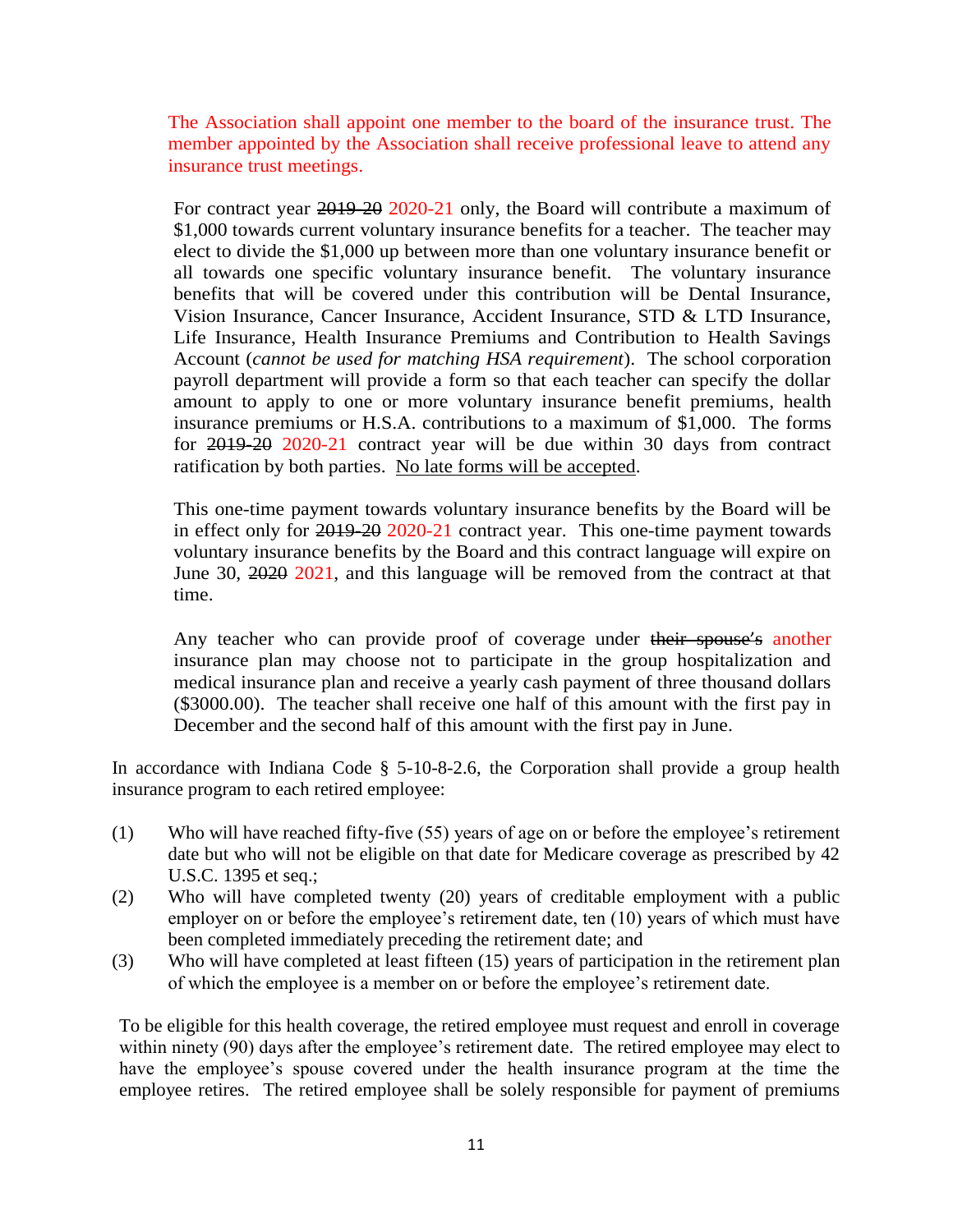The Association shall appoint one member to the board of the insurance trust. The member appointed by the Association shall receive professional leave to attend any insurance trust meetings.

For contract year ~~2019-20~~ 2020-21 only, the Board will contribute a maximum of $1,000 towards current voluntary insurance benefits for a teacher. The teacher may elect to divide the $1,000 up between more than one voluntary insurance benefit or all towards one specific voluntary insurance benefit. The voluntary insurance benefits that will be covered under this contribution will be Dental Insurance, Vision Insurance, Cancer Insurance, Accident Insurance, STD & LTD Insurance, Life Insurance, Health Insurance Premiums and Contribution to Health Savings Account (*cannot be used for matching HSA requirement*). The school corporation payroll department will provide a form so that each teacher can specify the dollar amount to apply to one or more voluntary insurance benefit premiums, health insurance premiums or H.S.A. contributions to a maximum of $1,000. The forms for ~~2019-20~~ 2020-21 contract year will be due within 30 days from contract ratification by both parties. <u>No late forms will be accepted</u>.

This one-time payment towards voluntary insurance benefits by the Board will be in effect only for ~~2019-20~~ 2020-21 contract year. This one-time payment towards voluntary insurance benefits by the Board and this contract language will expire on June 30, ~~2020~~ 2021, and this language will be removed from the contract at that time.

Any teacher who can provide proof of coverage under ~~their spouse's~~ another insurance plan may choose not to participate in the group hospitalization and medical insurance plan and receive a yearly cash payment of three thousand dollars ($3000.00). The teacher shall receive one half of this amount with the first pay in December and the second half of this amount with the first pay in June.

In accordance with Indiana Code § 5-10-8-2.6, the Corporation shall provide a group health insurance program to each retired employee:

(1) Who will have reached fifty-five (55) years of age on or before the employee's retirement date but who will not be eligible on that date for Medicare coverage as prescribed by 42 U.S.C. 1395 et seq.;

(2) Who will have completed twenty (20) years of creditable employment with a public employer on or before the employee's retirement date, ten (10) years of which must have been completed immediately preceding the retirement date; and

(3) Who will have completed at least fifteen (15) years of participation in the retirement plan of which the employee is a member on or before the employee's retirement date.

To be eligible for this health coverage, the retired employee must request and enroll in coverage within ninety (90) days after the employee's retirement date. The retired employee may elect to have the employee's spouse covered under the health insurance program at the time the employee retires. The retired employee shall be solely responsible for payment of premiums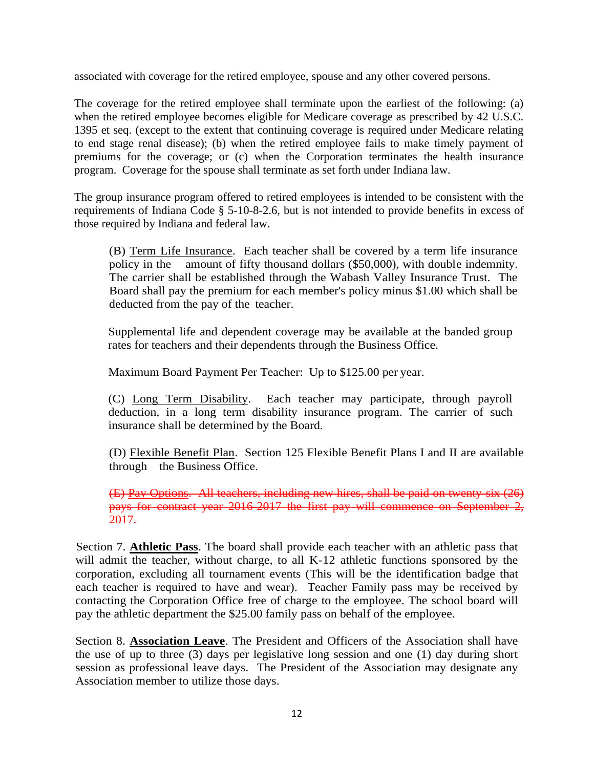associated with coverage for the retired employee, spouse and any other covered persons.

The coverage for the retired employee shall terminate upon the earliest of the following: (a) when the retired employee becomes eligible for Medicare coverage as prescribed by 42 U.S.C. 1395 et seq. (except to the extent that continuing coverage is required under Medicare relating to end stage renal disease); (b) when the retired employee fails to make timely payment of premiums for the coverage; or (c) when the Corporation terminates the health insurance program. Coverage for the spouse shall terminate as set forth under Indiana law.

The group insurance program offered to retired employees is intended to be consistent with the requirements of Indiana Code § 5-10-8-2.6, but is not intended to provide benefits in excess of those required by Indiana and federal law.

> (B) <u>Term Life Insurance</u>. Each teacher shall be covered by a term life insurance policy in the amount of fifty thousand dollars ($50,000), with double indemnity. The carrier shall be established through the Wabash Valley Insurance Trust. The Board shall pay the premium for each member's policy minus $1.00 which shall be deducted from the pay of the teacher.
>
> Supplemental life and dependent coverage may be available at the banded group rates for teachers and their dependents through the Business Office.
>
> Maximum Board Payment Per Teacher: Up to $125.00 per year.
>
> (C) <u>Long Term Disability</u>. Each teacher may participate, through payroll deduction, in a long term disability insurance program. The carrier of such insurance shall be determined by the Board.
>
> (D) <u>Flexible Benefit Plan</u>. Section 125 Flexible Benefit Plans I and II are available through the Business Office.
>
> ~~(E) Pay Options. All teachers, including new hires, shall be paid on twenty-six (26) pays for contract year 2016-2017 the first pay will commence on September 2, 2017.~~

Section 7. **<u>Athletic Pass</u>**. The board shall provide each teacher with an athletic pass that will admit the teacher, without charge, to all K-12 athletic functions sponsored by the corporation, excluding all tournament events (This will be the identification badge that each teacher is required to have and wear). Teacher Family pass may be received by contacting the Corporation Office free of charge to the employee. The school board will pay the athletic department the $25.00 family pass on behalf of the employee.

Section 8. **<u>Association Leave</u>**. The President and Officers of the Association shall have the use of up to three (3) days per legislative long session and one (1) day during short session as professional leave days. The President of the Association may designate any Association member to utilize those days.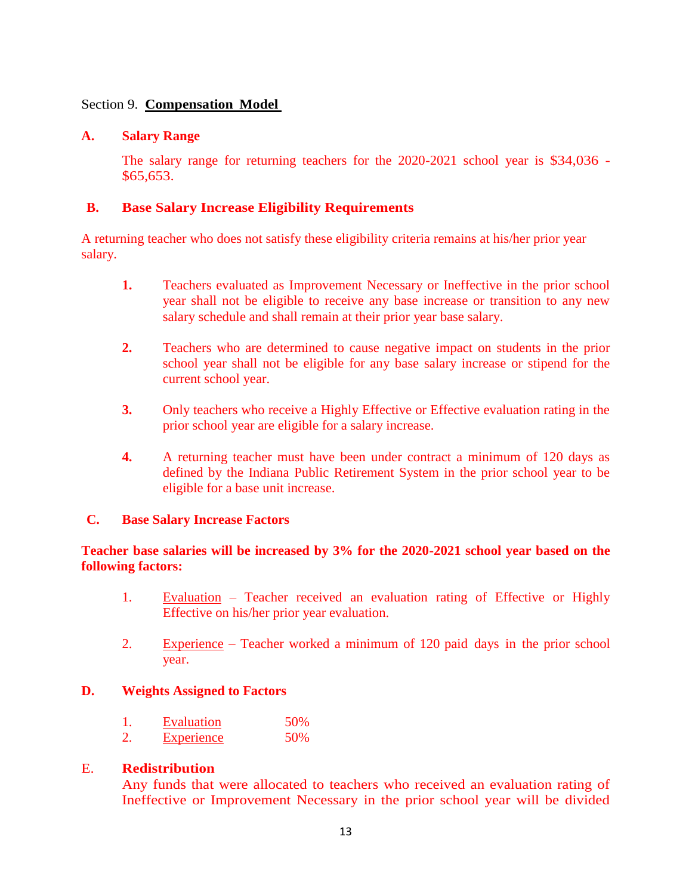Section 9. **Compensation Model**

**A. Salary Range**

The salary range for returning teachers for the 2020-2021 school year is $34,036 - $65,653.

**B. Base Salary Increase Eligibility Requirements**

A returning teacher who does not satisfy these eligibility criteria remains at his/her prior year salary.

**1.** Teachers evaluated as Improvement Necessary or Ineffective in the prior school year shall not be eligible to receive any base increase or transition to any new salary schedule and shall remain at their prior year base salary.

**2.** Teachers who are determined to cause negative impact on students in the prior school year shall not be eligible for any base salary increase or stipend for the current school year.

**3.** Only teachers who receive a Highly Effective or Effective evaluation rating in the prior school year are eligible for a salary increase.

**4.** A returning teacher must have been under contract a minimum of 120 days as defined by the Indiana Public Retirement System in the prior school year to be eligible for a base unit increase.

**C. Base Salary Increase Factors**

**Teacher base salaries will be increased by 3% for the 2020-2021 school year based on the following factors:**

1. Evaluation – Teacher received an evaluation rating of Effective or Highly Effective on his/her prior year evaluation.

2. Experience – Teacher worked a minimum of 120 paid days in the prior school year.

**D. Weights Assigned to Factors**

1. Evaluation 50%
2. Experience 50%

E. **Redistribution**

Any funds that were allocated to teachers who received an evaluation rating of Ineffective or Improvement Necessary in the prior school year will be divided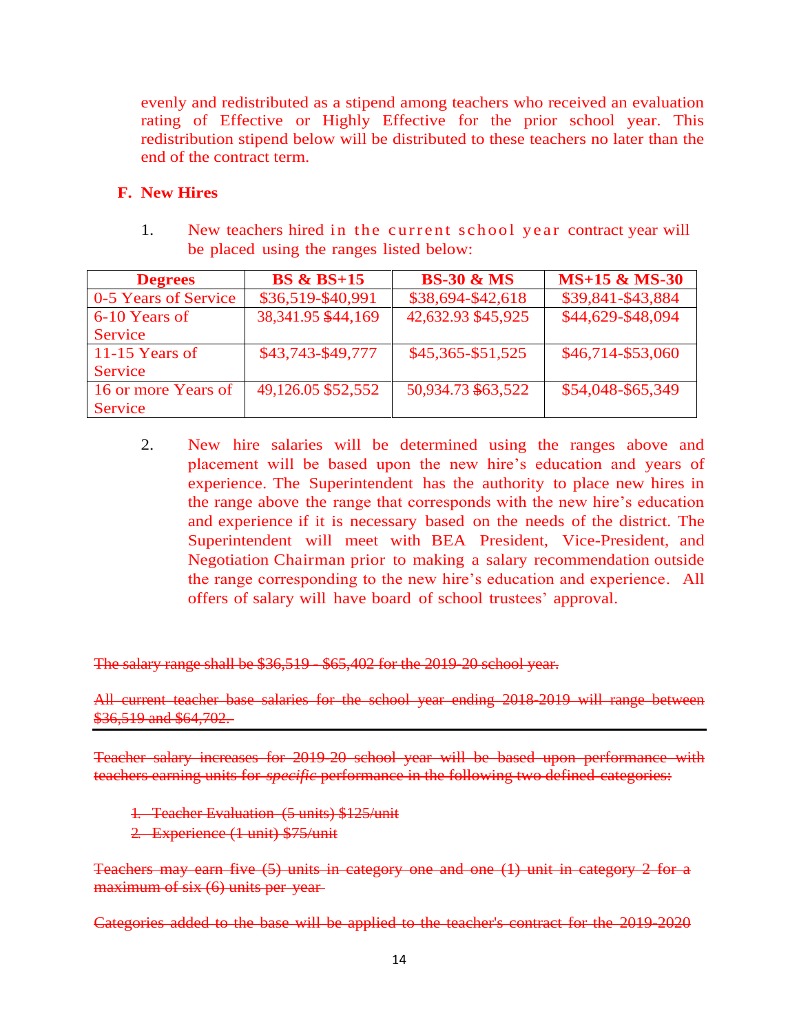evenly and redistributed as a stipend among teachers who received an evaluation rating of Effective or Highly Effective for the prior school year. This redistribution stipend below will be distributed to these teachers no later than the end of the contract term.

**F. New Hires**

1. New teachers hired in the current school year contract year will be placed using the ranges listed below:

| Degrees | BS & BS+15 | BS-30 & MS | MS+15 & MS-30 |
|---|---|---|---|
| 0-5 Years of Service | $36,519-$40,991 | $38,694-$42,618 | $39,841-$43,884 |
| 6-10 Years of Service | 38,341.95 $44,169 | 42,632.93 $45,925 | $44,629-$48,094 |
| 11-15 Years of Service | $43,743-$49,777 | $45,365-$51,525 | $46,714-$53,060 |
| 16 or more Years of Service | 49,126.05 $52,552 | 50,934.73 $63,522 | $54,048-$65,349 |

2. New hire salaries will be determined using the ranges above and placement will be based upon the new hire's education and years of experience. The Superintendent has the authority to place new hires in the range above the range that corresponds with the new hire's education and experience if it is necessary based on the needs of the district. The Superintendent will meet with BEA President, Vice-President, and Negotiation Chairman prior to making a salary recommendation outside the range corresponding to the new hire's education and experience. All offers of salary will have board of school trustees' approval.

~~The salary range shall be $36,519 - $65,402 for the 2019-20 school year.~~

~~All current teacher base salaries for the school year ending 2018-2019 will range between $36,519 and $64,702.~~

---

~~Teacher salary increases for 2019-20 school year will be based upon performance with teachers earning units for *specific* performance in the following two defined categories:~~

1. ~~Teacher Evaluation (5 units) $125/unit~~
2. ~~Experience (1 unit) $75/unit~~

~~Teachers may earn five (5) units in category one and one (1) unit in category 2 for a maximum of six (6) units per year~~

~~Categories added to the base will be applied to the teacher's contract for the 2019-2020~~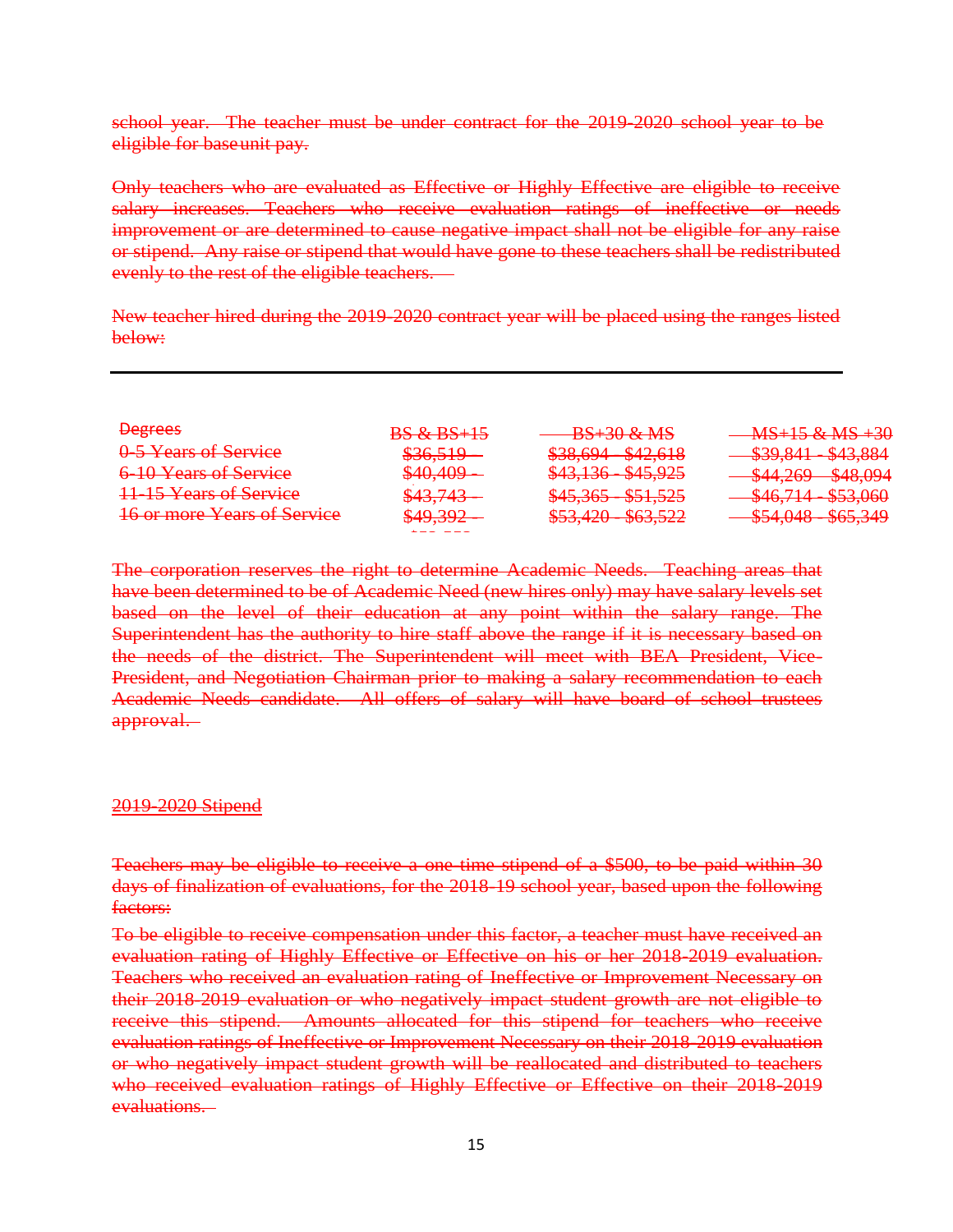~~school year. The teacher must be under contract for the 2019-2020 school year to be eligible for base unit pay.~~

~~Only teachers who are evaluated as Effective or Highly Effective are eligible to receive salary increases. Teachers who receive evaluation ratings of ineffective or needs improvement or are determined to cause negative impact shall not be eligible for any raise or stipend. Any raise or stipend that would have gone to these teachers shall be redistributed evenly to the rest of the eligible teachers.~~

~~New teacher hired during the 2019-2020 contract year will be placed using the ranges listed below:~~

---

| ~~Degrees~~ | ~~BS & BS+15~~ | ~~BS+30 & MS~~ | ~~MS+15 & MS +30~~ |
|---|---|---|---|
| ~~0-5 Years of Service~~ | ~~$36,519 -~~ | ~~$38,694 - $42,618~~ | ~~$39,841 - $43,884~~ |
| ~~6-10 Years of Service~~ | ~~$40,409 -~~ | ~~$43,136 - $45,925~~ | ~~$44,269 - $48,094~~ |
| ~~11-15 Years of Service~~ | ~~$43,743 -~~ | ~~$45,365 - $51,525~~ | ~~$46,714 - $53,060~~ |
| ~~16 or more Years of Service~~ | ~~$49,392 -~~ | ~~$53,420 - $63,522~~ | ~~$54,048 - $65,349~~ |

~~The corporation reserves the right to determine Academic Needs. Teaching areas that have been determined to be of Academic Need (new hires only) may have salary levels set based on the level of their education at any point within the salary range. The Superintendent has the authority to hire staff above the range if it is necessary based on the needs of the district. The Superintendent will meet with BEA President, Vice-President, and Negotiation Chairman prior to making a salary recommendation to each Academic Needs candidate. All offers of salary will have board of school trustees approval.~~

~~2019-2020 Stipend~~

~~Teachers may be eligible to receive a one-time stipend of a $500, to be paid within 30 days of finalization of evaluations, for the 2018-19 school year, based upon the following factors:~~

~~To be eligible to receive compensation under this factor, a teacher must have received an evaluation rating of Highly Effective or Effective on his or her 2018-2019 evaluation. Teachers who received an evaluation rating of Ineffective or Improvement Necessary on their 2018-2019 evaluation or who negatively impact student growth are not eligible to receive this stipend. Amounts allocated for this stipend for teachers who receive evaluation ratings of Ineffective or Improvement Necessary on their 2018-2019 evaluation or who negatively impact student growth will be reallocated and distributed to teachers who received evaluation ratings of Highly Effective or Effective on their 2018-2019 evaluations.~~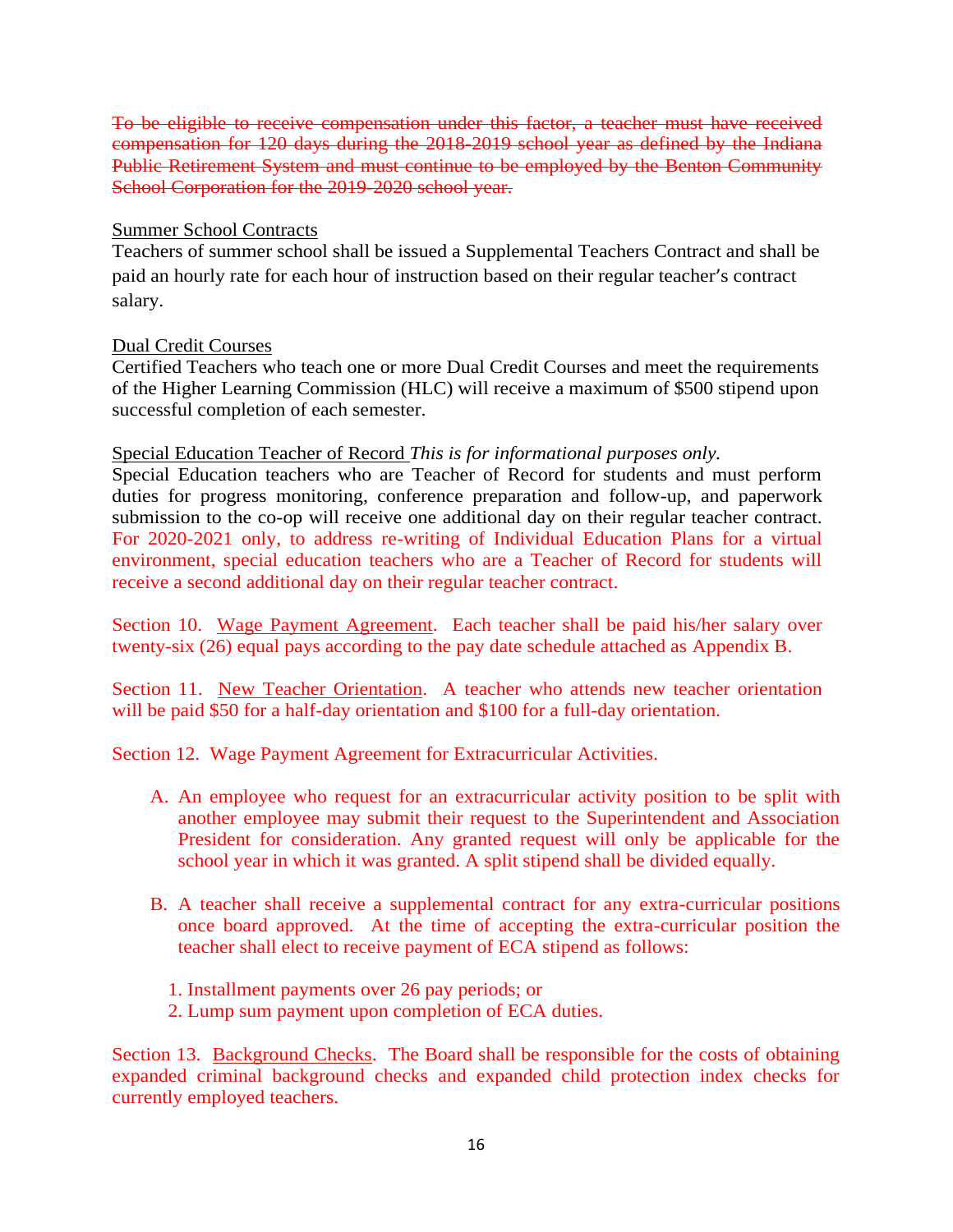~~To be eligible to receive compensation under this factor, a teacher must have received compensation for 120 days during the 2018-2019 school year as defined by the Indiana Public Retirement System and must continue to be employed by the Benton Community School Corporation for the 2019-2020 school year.~~

<u>Summer School Contracts</u>
Teachers of summer school shall be issued a Supplemental Teachers Contract and shall be paid an hourly rate for each hour of instruction based on their regular teacher's contract salary.

<u>Dual Credit Courses</u>
Certified Teachers who teach one or more Dual Credit Courses and meet the requirements of the Higher Learning Commission (HLC) will receive a maximum of $500 stipend upon successful completion of each semester.

<u>Special Education Teacher of Record</u> *This is for informational purposes only.*
Special Education teachers who are Teacher of Record for students and must perform duties for progress monitoring, conference preparation and follow-up, and paperwork submission to the co-op will receive one additional day on their regular teacher contract. For 2020-2021 only, to address re-writing of Individual Education Plans for a virtual environment, special education teachers who are a Teacher of Record for students will receive a second additional day on their regular teacher contract.

Section 10. <u>Wage Payment Agreement</u>. Each teacher shall be paid his/her salary over twenty-six (26) equal pays according to the pay date schedule attached as Appendix B.

Section 11. <u>New Teacher Orientation</u>. A teacher who attends new teacher orientation will be paid $50 for a half-day orientation and $100 for a full-day orientation.

Section 12. Wage Payment Agreement for Extracurricular Activities.

A. An employee who request for an extracurricular activity position to be split with another employee may submit their request to the Superintendent and Association President for consideration. Any granted request will only be applicable for the school year in which it was granted. A split stipend shall be divided equally.

B. A teacher shall receive a supplemental contract for any extra-curricular positions once board approved. At the time of accepting the extra-curricular position the teacher shall elect to receive payment of ECA stipend as follows:

   1. Installment payments over 26 pay periods; or
   2. Lump sum payment upon completion of ECA duties.

Section 13. <u>Background Checks</u>. The Board shall be responsible for the costs of obtaining expanded criminal background checks and expanded child protection index checks for currently employed teachers.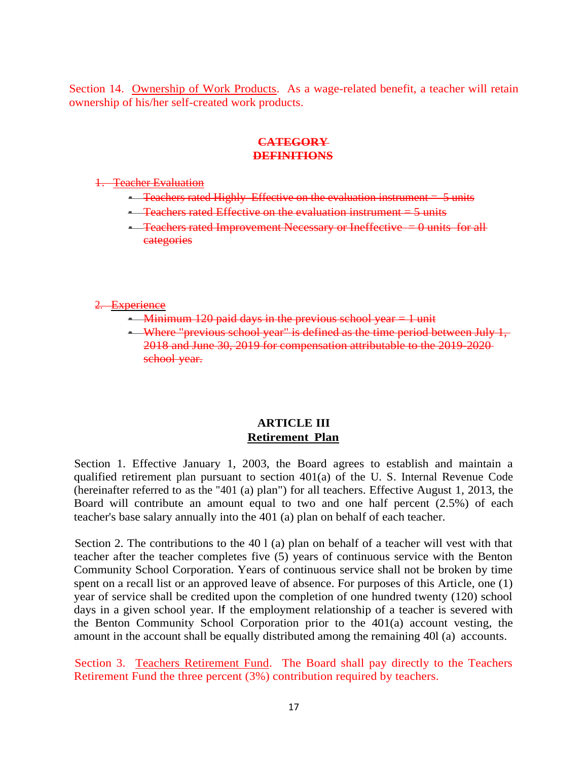Section 14. Ownership of Work Products. As a wage-related benefit, a teacher will retain ownership of his/her self-created work products.

~~**CATEGORY DEFINITIONS**~~

1. ~~Teacher Evaluation~~
   - ~~Teachers rated Highly Effective on the evaluation instrument = 5 units~~
   - ~~Teachers rated Effective on the evaluation instrument = 5 units~~
   - ~~Teachers rated Improvement Necessary or Ineffective = 0 units for all categories~~

2. ~~Experience~~
   - ~~Minimum 120 paid days in the previous school year = 1 unit~~
   - ~~Where "previous school year" is defined as the time period between July 1, 2018 and June 30, 2019 for compensation attributable to the 2019-2020 school year.~~

## ARTICLE III
## Retirement Plan

Section 1. Effective January 1, 2003, the Board agrees to establish and maintain a qualified retirement plan pursuant to section 401(a) of the U. S. Internal Revenue Code (hereinafter referred to as the "401 (a) plan") for all teachers. Effective August 1, 2013, the Board will contribute an amount equal to two and one half percent (2.5%) of each teacher's base salary annually into the 401 (a) plan on behalf of each teacher.

Section 2. The contributions to the 40 l (a) plan on behalf of a teacher will vest with that teacher after the teacher completes five (5) years of continuous service with the Benton Community School Corporation. Years of continuous service shall not be broken by time spent on a recall list or an approved leave of absence. For purposes of this Article, one (1) year of service shall be credited upon the completion of one hundred twenty (120) school days in a given school year. If the employment relationship of a teacher is severed with the Benton Community School Corporation prior to the 401(a) account vesting, the amount in the account shall be equally distributed among the remaining 40l (a) accounts.

Section 3. Teachers Retirement Fund. The Board shall pay directly to the Teachers Retirement Fund the three percent (3%) contribution required by teachers.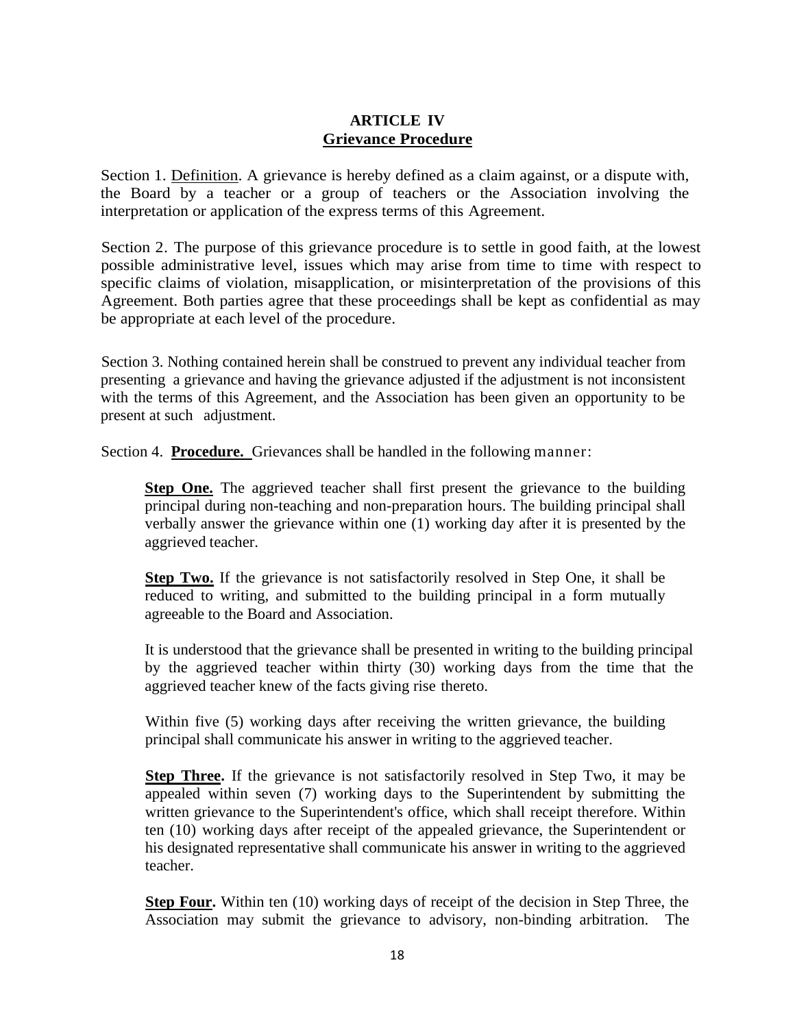# ARTICLE IV
## Grievance Procedure

Section 1. Definition. A grievance is hereby defined as a claim against, or a dispute with, the Board by a teacher or a group of teachers or the Association involving the interpretation or application of the express terms of this Agreement.

Section 2. The purpose of this grievance procedure is to settle in good faith, at the lowest possible administrative level, issues which may arise from time to time with respect to specific claims of violation, misapplication, or misinterpretation of the provisions of this Agreement. Both parties agree that these proceedings shall be kept as confidential as may be appropriate at each level of the procedure.

Section 3. Nothing contained herein shall be construed to prevent any individual teacher from presenting a grievance and having the grievance adjusted if the adjustment is not inconsistent with the terms of this Agreement, and the Association has been given an opportunity to be present at such adjustment.

Section 4. **Procedure.** Grievances shall be handled in the following manner:

**Step One.** The aggrieved teacher shall first present the grievance to the building principal during non-teaching and non-preparation hours. The building principal shall verbally answer the grievance within one (1) working day after it is presented by the aggrieved teacher.

**Step Two.** If the grievance is not satisfactorily resolved in Step One, it shall be reduced to writing, and submitted to the building principal in a form mutually agreeable to the Board and Association.

It is understood that the grievance shall be presented in writing to the building principal by the aggrieved teacher within thirty (30) working days from the time that the aggrieved teacher knew of the facts giving rise thereto.

Within five (5) working days after receiving the written grievance, the building principal shall communicate his answer in writing to the aggrieved teacher.

**Step Three.** If the grievance is not satisfactorily resolved in Step Two, it may be appealed within seven (7) working days to the Superintendent by submitting the written grievance to the Superintendent's office, which shall receipt therefore. Within ten (10) working days after receipt of the appealed grievance, the Superintendent or his designated representative shall communicate his answer in writing to the aggrieved teacher.

**Step Four.** Within ten (10) working days of receipt of the decision in Step Three, the Association may submit the grievance to advisory, non-binding arbitration. The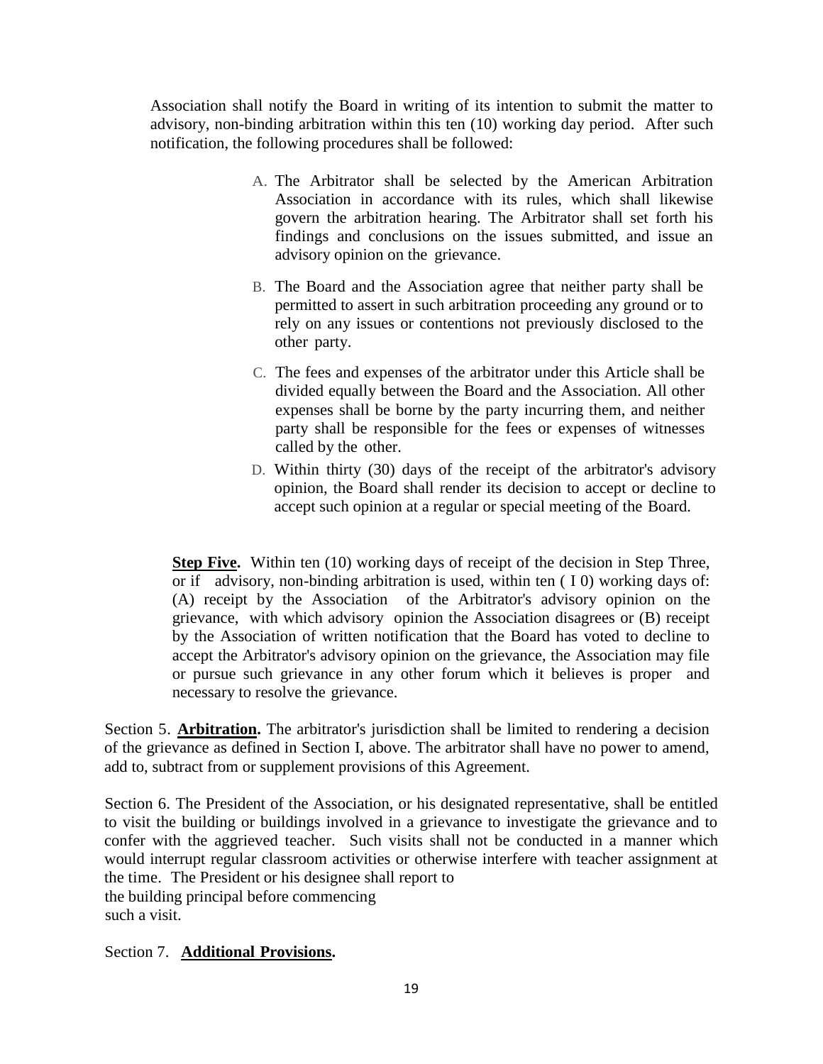Association shall notify the Board in writing of its intention to submit the matter to advisory, non-binding arbitration within this ten (10) working day period. After such notification, the following procedures shall be followed:

A. The Arbitrator shall be selected by the American Arbitration Association in accordance with its rules, which shall likewise govern the arbitration hearing. The Arbitrator shall set forth his findings and conclusions on the issues submitted, and issue an advisory opinion on the grievance.

B. The Board and the Association agree that neither party shall be permitted to assert in such arbitration proceeding any ground or to rely on any issues or contentions not previously disclosed to the other party.

C. The fees and expenses of the arbitrator under this Article shall be divided equally between the Board and the Association. All other expenses shall be borne by the party incurring them, and neither party shall be responsible for the fees or expenses of witnesses called by the other.

D. Within thirty (30) days of the receipt of the arbitrator's advisory opinion, the Board shall render its decision to accept or decline to accept such opinion at a regular or special meeting of the Board.

**Step Five.** Within ten (10) working days of receipt of the decision in Step Three, or if advisory, non-binding arbitration is used, within ten ( I 0) working days of: (A) receipt by the Association of the Arbitrator's advisory opinion on the grievance, with which advisory opinion the Association disagrees or (B) receipt by the Association of written notification that the Board has voted to decline to accept the Arbitrator's advisory opinion on the grievance, the Association may file or pursue such grievance in any other forum which it believes is proper and necessary to resolve the grievance.

Section 5. **Arbitration.** The arbitrator's jurisdiction shall be limited to rendering a decision of the grievance as defined in Section I, above. The arbitrator shall have no power to amend, add to, subtract from or supplement provisions of this Agreement.

Section 6. The President of the Association, or his designated representative, shall be entitled to visit the building or buildings involved in a grievance to investigate the grievance and to confer with the aggrieved teacher. Such visits shall not be conducted in a manner which would interrupt regular classroom activities or otherwise interfere with teacher assignment at the time. The President or his designee shall report to the building principal before commencing such a visit.

Section 7. **Additional Provisions.**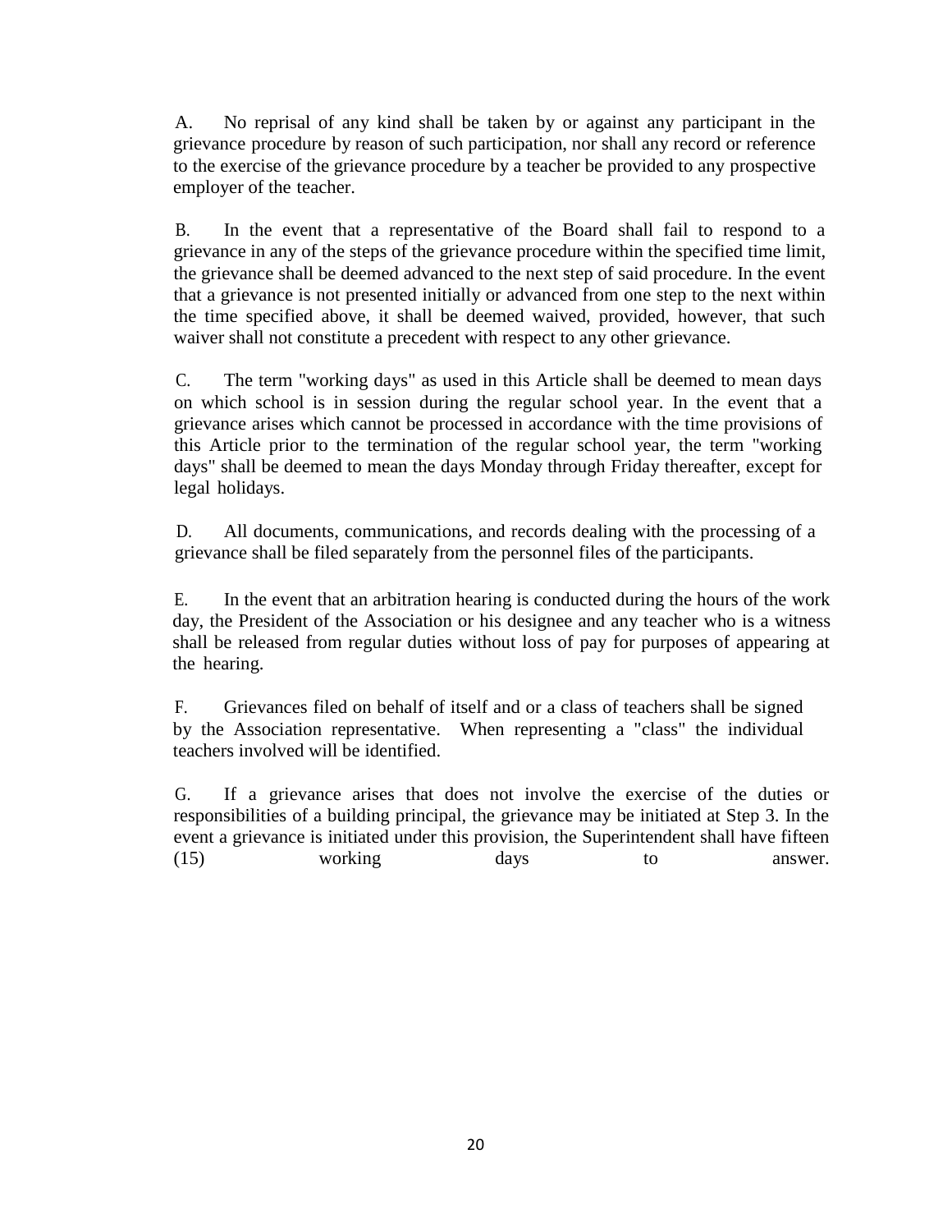A. No reprisal of any kind shall be taken by or against any participant in the grievance procedure by reason of such participation, nor shall any record or reference to the exercise of the grievance procedure by a teacher be provided to any prospective employer of the teacher.

B. In the event that a representative of the Board shall fail to respond to a grievance in any of the steps of the grievance procedure within the specified time limit, the grievance shall be deemed advanced to the next step of said procedure. In the event that a grievance is not presented initially or advanced from one step to the next within the time specified above, it shall be deemed waived, provided, however, that such waiver shall not constitute a precedent with respect to any other grievance.

C. The term "working days" as used in this Article shall be deemed to mean days on which school is in session during the regular school year. In the event that a grievance arises which cannot be processed in accordance with the time provisions of this Article prior to the termination of the regular school year, the term "working days" shall be deemed to mean the days Monday through Friday thereafter, except for legal holidays.

D. All documents, communications, and records dealing with the processing of a grievance shall be filed separately from the personnel files of the participants.

E. In the event that an arbitration hearing is conducted during the hours of the work day, the President of the Association or his designee and any teacher who is a witness shall be released from regular duties without loss of pay for purposes of appearing at the hearing.

F. Grievances filed on behalf of itself and or a class of teachers shall be signed by the Association representative. When representing a "class" the individual teachers involved will be identified.

G. If a grievance arises that does not involve the exercise of the duties or responsibilities of a building principal, the grievance may be initiated at Step 3. In the event a grievance is initiated under this provision, the Superintendent shall have fifteen (15) working days to answer.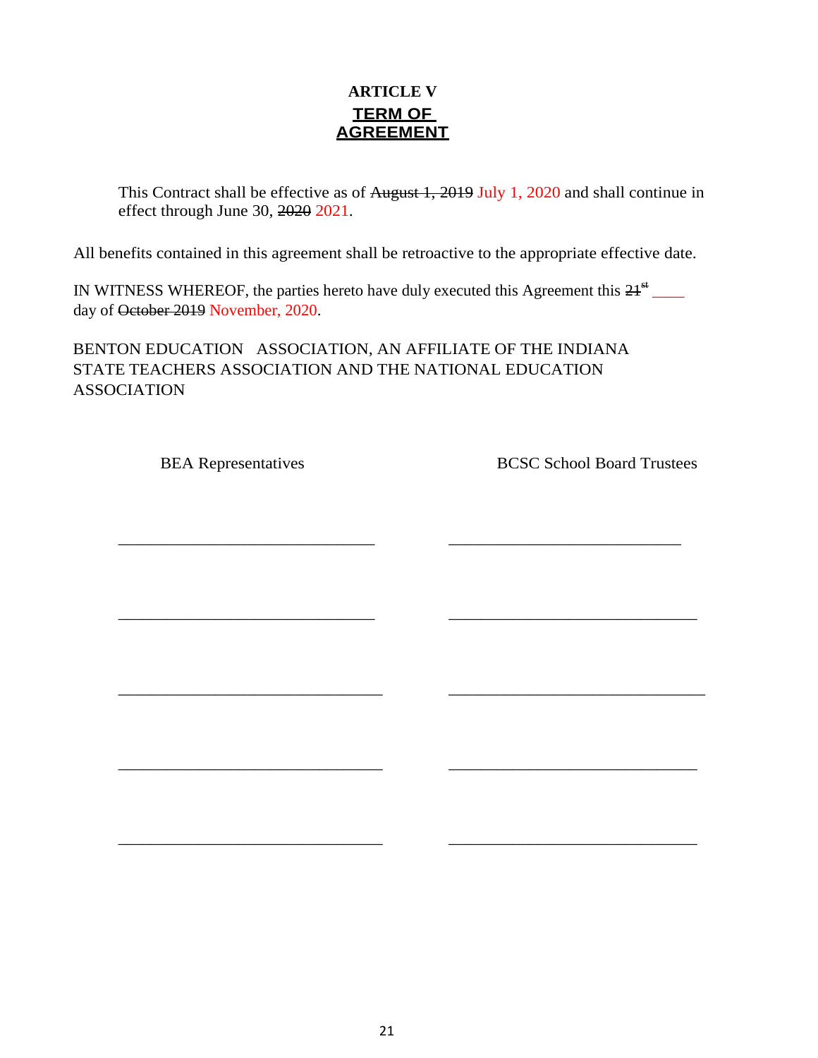# ARTICLE V

## TERM OF AGREEMENT

This Contract shall be effective as of ~~August 1, 2019~~ July 1, 2020 and shall continue in effect through June 30, ~~2020~~ 2021.

All benefits contained in this agreement shall be retroactive to the appropriate effective date.

IN WITNESS WHEREOF, the parties hereto have duly executed this Agreement this ~~21st~~ ____ day of ~~October 2019~~ November, 2020.

BENTON EDUCATION ASSOCIATION, AN AFFILIATE OF THE INDIANA STATE TEACHERS ASSOCIATION AND THE NATIONAL EDUCATION ASSOCIATION

| BEA Representatives | BCSC School Board Trustees |
| --- | --- |
| ______________________________ | ______________________________ |
| ______________________________ | ______________________________ |
| ______________________________ | ______________________________ |
| ______________________________ | ______________________________ |
| ______________________________ | ______________________________ |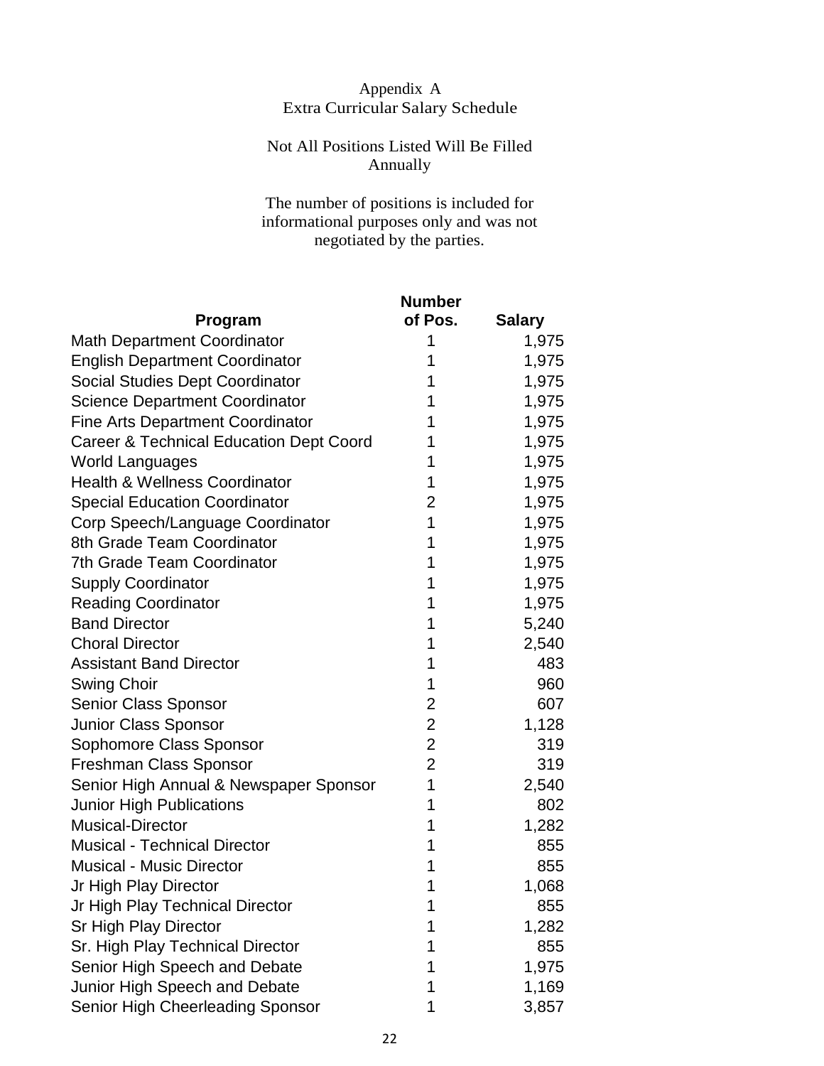# Appendix A
## Extra Curricular Salary Schedule

Not All Positions Listed Will Be Filled Annually

The number of positions is included for informational purposes only and was not negotiated by the parties.

| Program | Number of Pos. | Salary |
|---|---|---|
| Math Department Coordinator | 1 | 1,975 |
| English Department Coordinator | 1 | 1,975 |
| Social Studies Dept Coordinator | 1 | 1,975 |
| Science Department Coordinator | 1 | 1,975 |
| Fine Arts Department Coordinator | 1 | 1,975 |
| Career & Technical Education Dept Coord | 1 | 1,975 |
| World Languages | 1 | 1,975 |
| Health & Wellness Coordinator | 1 | 1,975 |
| Special Education Coordinator | 2 | 1,975 |
| Corp Speech/Language Coordinator | 1 | 1,975 |
| 8th Grade Team Coordinator | 1 | 1,975 |
| 7th Grade Team Coordinator | 1 | 1,975 |
| Supply Coordinator | 1 | 1,975 |
| Reading Coordinator | 1 | 1,975 |
| Band Director | 1 | 5,240 |
| Choral Director | 1 | 2,540 |
| Assistant Band Director | 1 | 483 |
| Swing Choir | 1 | 960 |
| Senior Class Sponsor | 2 | 607 |
| Junior Class Sponsor | 2 | 1,128 |
| Sophomore Class Sponsor | 2 | 319 |
| Freshman Class Sponsor | 2 | 319 |
| Senior High Annual & Newspaper Sponsor | 1 | 2,540 |
| Junior High Publications | 1 | 802 |
| Musical-Director | 1 | 1,282 |
| Musical - Technical Director | 1 | 855 |
| Musical - Music Director | 1 | 855 |
| Jr High Play Director | 1 | 1,068 |
| Jr High Play Technical Director | 1 | 855 |
| Sr High Play Director | 1 | 1,282 |
| Sr. High Play Technical Director | 1 | 855 |
| Senior High Speech and Debate | 1 | 1,975 |
| Junior High Speech and Debate | 1 | 1,169 |
| Senior High Cheerleading Sponsor | 1 | 3,857 |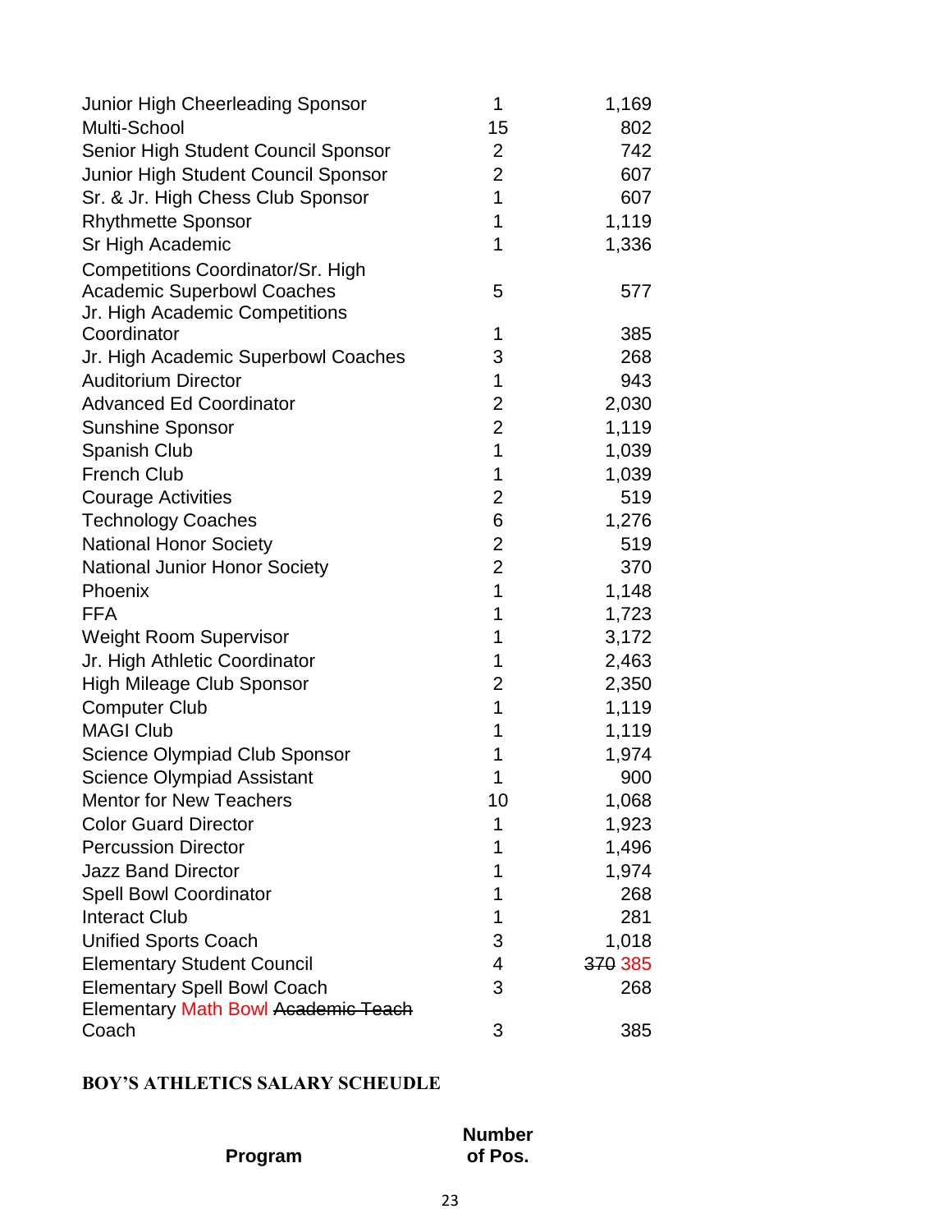| | | |
|---|---|---|
| Junior High Cheerleading Sponsor | 1 | 1,169 |
| Multi-School | 15 | 802 |
| Senior High Student Council Sponsor | 2 | 742 |
| Junior High Student Council Sponsor | 2 | 607 |
| Sr. & Jr. High Chess Club Sponsor | 1 | 607 |
| Rhythmette Sponsor | 1 | 1,119 |
| Sr High Academic | 1 | 1,336 |
| Competitions Coordinator/Sr. High Academic Superbowl Coaches | 5 | 577 |
| Jr. High Academic Competitions Coordinator | 1 | 385 |
| Jr. High Academic Superbowl Coaches | 3 | 268 |
| Auditorium Director | 1 | 943 |
| Advanced Ed Coordinator | 2 | 2,030 |
| Sunshine Sponsor | 2 | 1,119 |
| Spanish Club | 1 | 1,039 |
| French Club | 1 | 1,039 |
| Courage Activities | 2 | 519 |
| Technology Coaches | 6 | 1,276 |
| National Honor Society | 2 | 519 |
| National Junior Honor Society | 2 | 370 |
| Phoenix | 1 | 1,148 |
| FFA | 1 | 1,723 |
| Weight Room Supervisor | 1 | 3,172 |
| Jr. High Athletic Coordinator | 1 | 2,463 |
| High Mileage Club Sponsor | 2 | 2,350 |
| Computer Club | 1 | 1,119 |
| MAGI Club | 1 | 1,119 |
| Science Olympiad Club Sponsor | 1 | 1,974 |
| Science Olympiad Assistant | 1 | 900 |
| Mentor for New Teachers | 10 | 1,068 |
| Color Guard Director | 1 | 1,923 |
| Percussion Director | 1 | 1,496 |
| Jazz Band Director | 1 | 1,974 |
| Spell Bowl Coordinator | 1 | 268 |
| Interact Club | 1 | 281 |
| Unified Sports Coach | 3 | 1,018 |
| Elementary Student Council | 4 | ~~370~~ 385 |
| Elementary Spell Bowl Coach | 3 | 268 |
| Elementary Math Bowl ~~Academic Teach~~ Coach | 3 | 385 |

**BOY'S ATHLETICS SALARY SCHEUDLE**

| Program | Number of Pos. |
|---|---|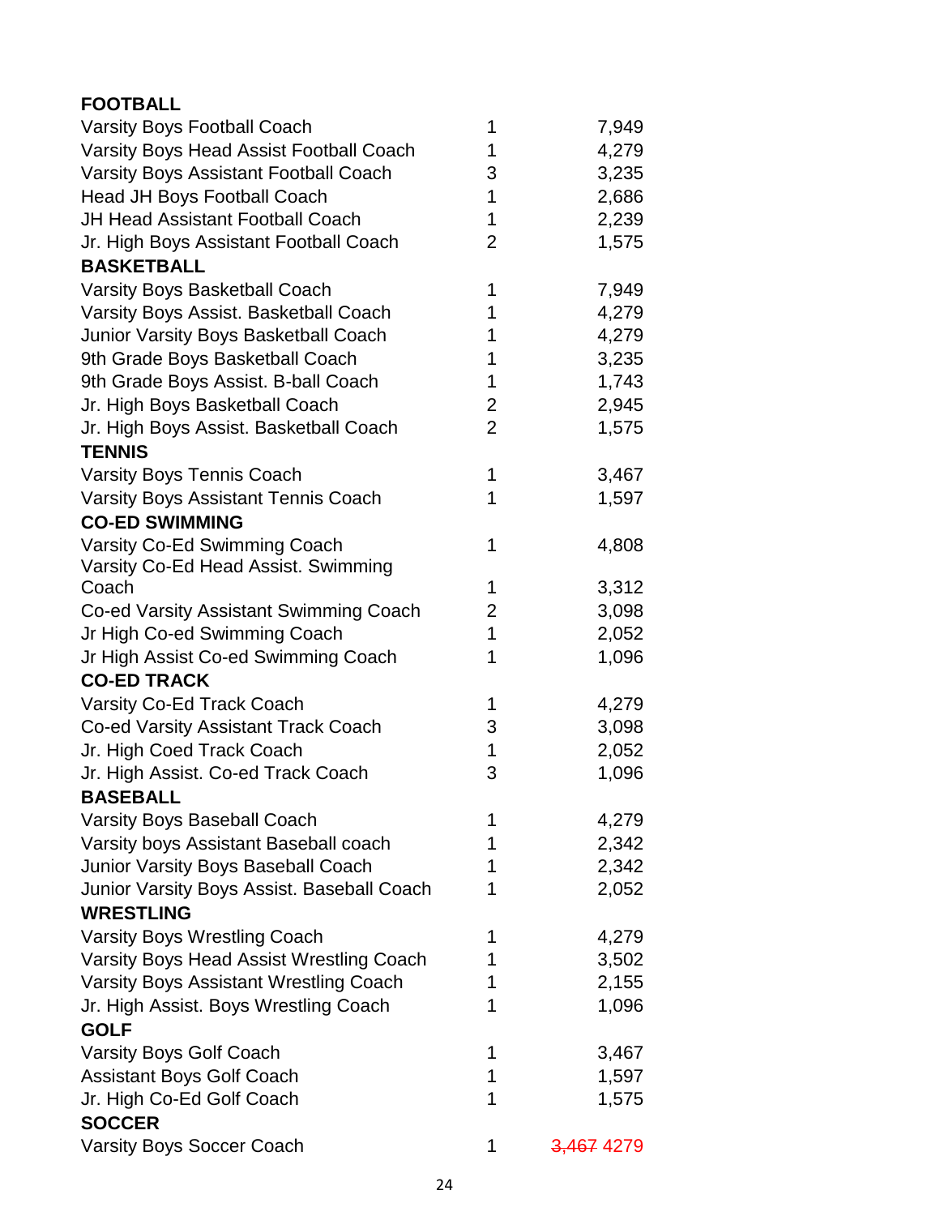| | | |
|---|---|---|
| **FOOTBALL** | | |
| Varsity Boys Football Coach | 1 | 7,949 |
| Varsity Boys Head Assist Football Coach | 1 | 4,279 |
| Varsity Boys Assistant Football Coach | 3 | 3,235 |
| Head JH Boys Football Coach | 1 | 2,686 |
| JH Head Assistant Football Coach | 1 | 2,239 |
| Jr. High Boys Assistant Football Coach | 2 | 1,575 |
| **BASKETBALL** | | |
| Varsity Boys Basketball Coach | 1 | 7,949 |
| Varsity Boys Assist. Basketball Coach | 1 | 4,279 |
| Junior Varsity Boys Basketball Coach | 1 | 4,279 |
| 9th Grade Boys Basketball Coach | 1 | 3,235 |
| 9th Grade Boys Assist. B-ball Coach | 1 | 1,743 |
| Jr. High Boys Basketball Coach | 2 | 2,945 |
| Jr. High Boys Assist. Basketball Coach | 2 | 1,575 |
| **TENNIS** | | |
| Varsity Boys Tennis Coach | 1 | 3,467 |
| Varsity Boys Assistant Tennis Coach | 1 | 1,597 |
| **CO-ED SWIMMING** | | |
| Varsity Co-Ed Swimming Coach | 1 | 4,808 |
| Varsity Co-Ed Head Assist. Swimming Coach | 1 | 3,312 |
| Co-ed Varsity Assistant Swimming Coach | 2 | 3,098 |
| Jr High Co-ed Swimming Coach | 1 | 2,052 |
| Jr High Assist Co-ed Swimming Coach | 1 | 1,096 |
| **CO-ED TRACK** | | |
| Varsity Co-Ed Track Coach | 1 | 4,279 |
| Co-ed Varsity Assistant Track Coach | 3 | 3,098 |
| Jr. High Coed Track Coach | 1 | 2,052 |
| Jr. High Assist. Co-ed Track Coach | 3 | 1,096 |
| **BASEBALL** | | |
| Varsity Boys Baseball Coach | 1 | 4,279 |
| Varsity boys Assistant Baseball coach | 1 | 2,342 |
| Junior Varsity Boys Baseball Coach | 1 | 2,342 |
| Junior Varsity Boys Assist. Baseball Coach | 1 | 2,052 |
| **WRESTLING** | | |
| Varsity Boys Wrestling Coach | 1 | 4,279 |
| Varsity Boys Head Assist Wrestling Coach | 1 | 3,502 |
| Varsity Boys Assistant Wrestling Coach | 1 | 2,155 |
| Jr. High Assist. Boys Wrestling Coach | 1 | 1,096 |
| **GOLF** | | |
| Varsity Boys Golf Coach | 1 | 3,467 |
| Assistant Boys Golf Coach | 1 | 1,597 |
| Jr. High Co-Ed Golf Coach | 1 | 1,575 |
| **SOCCER** | | |
| Varsity Boys Soccer Coach | 1 | ~~3,467~~ 4279 |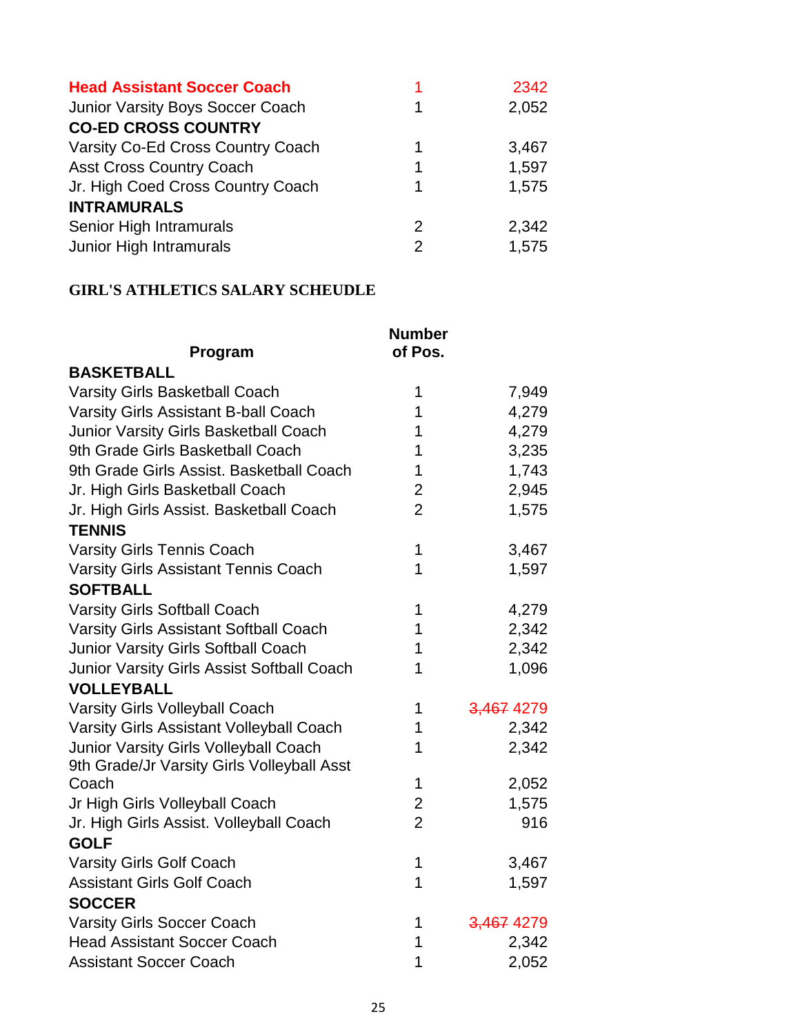| | | |
|---|---|---|
| **Head Assistant Soccer Coach** | 1 | 2342 |
| Junior Varsity Boys Soccer Coach | 1 | 2,052 |
| **CO-ED CROSS COUNTRY** | | |
| Varsity Co-Ed Cross Country Coach | 1 | 3,467 |
| Asst Cross Country Coach | 1 | 1,597 |
| Jr. High Coed Cross Country Coach | 1 | 1,575 |
| **INTRAMURALS** | | |
| Senior High Intramurals | 2 | 2,342 |
| Junior High Intramurals | 2 | 1,575 |

**GIRL'S ATHLETICS SALARY SCHEUDLE**

| Program | Number of Pos. | |
|---|---|---|
| **BASKETBALL** | | |
| Varsity Girls Basketball Coach | 1 | 7,949 |
| Varsity Girls Assistant B-ball Coach | 1 | 4,279 |
| Junior Varsity Girls Basketball Coach | 1 | 4,279 |
| 9th Grade Girls Basketball Coach | 1 | 3,235 |
| 9th Grade Girls Assist. Basketball Coach | 1 | 1,743 |
| Jr. High Girls Basketball Coach | 2 | 2,945 |
| Jr. High Girls Assist. Basketball Coach | 2 | 1,575 |
| **TENNIS** | | |
| Varsity Girls Tennis Coach | 1 | 3,467 |
| Varsity Girls Assistant Tennis Coach | 1 | 1,597 |
| **SOFTBALL** | | |
| Varsity Girls Softball Coach | 1 | 4,279 |
| Varsity Girls Assistant Softball Coach | 1 | 2,342 |
| Junior Varsity Girls Softball Coach | 1 | 2,342 |
| Junior Varsity Girls Assist Softball Coach | 1 | 1,096 |
| **VOLLEYBALL** | | |
| Varsity Girls Volleyball Coach | 1 | ~~3,467~~ 4279 |
| Varsity Girls Assistant Volleyball Coach | 1 | 2,342 |
| Junior Varsity Girls Volleyball Coach | 1 | 2,342 |
| 9th Grade/Jr Varsity Girls Volleyball Asst Coach | 1 | 2,052 |
| Jr High Girls Volleyball Coach | 2 | 1,575 |
| Jr. High Girls Assist. Volleyball Coach | 2 | 916 |
| **GOLF** | | |
| Varsity Girls Golf Coach | 1 | 3,467 |
| Assistant Girls Golf Coach | 1 | 1,597 |
| **SOCCER** | | |
| Varsity Girls Soccer Coach | 1 | ~~3,467~~ 4279 |
| Head Assistant Soccer Coach | 1 | 2,342 |
| Assistant Soccer Coach | 1 | 2,052 |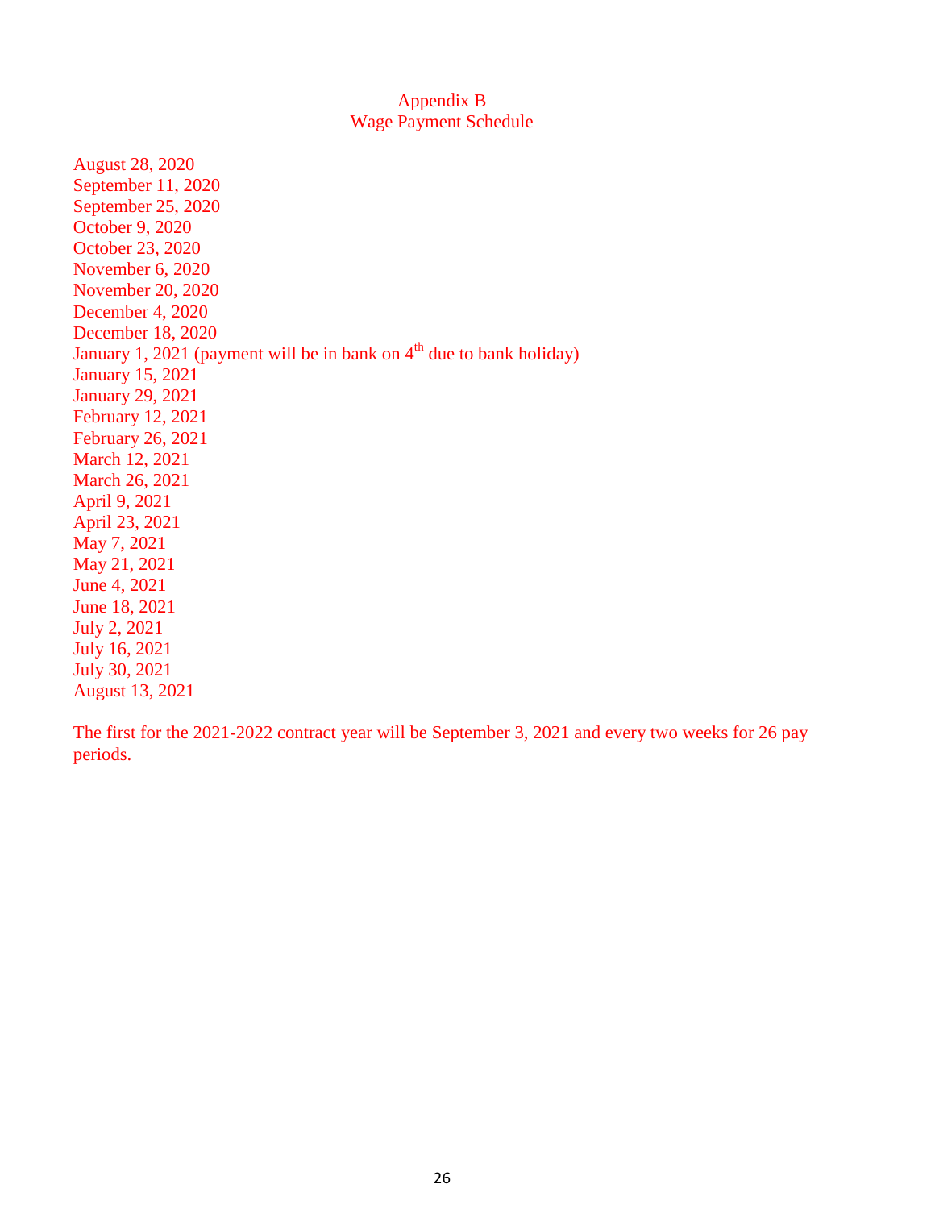# Appendix B
## Wage Payment Schedule

August 28, 2020
September 11, 2020
September 25, 2020
October 9, 2020
October 23, 2020
November 6, 2020
November 20, 2020
December 4, 2020
December 18, 2020
January 1, 2021 (payment will be in bank on 4th due to bank holiday)
January 15, 2021
January 29, 2021
February 12, 2021
February 26, 2021
March 12, 2021
March 26, 2021
April 9, 2021
April 23, 2021
May 7, 2021
May 21, 2021
June 4, 2021
June 18, 2021
July 2, 2021
July 16, 2021
July 30, 2021
August 13, 2021

The first for the 2021-2022 contract year will be September 3, 2021 and every two weeks for 26 pay periods.